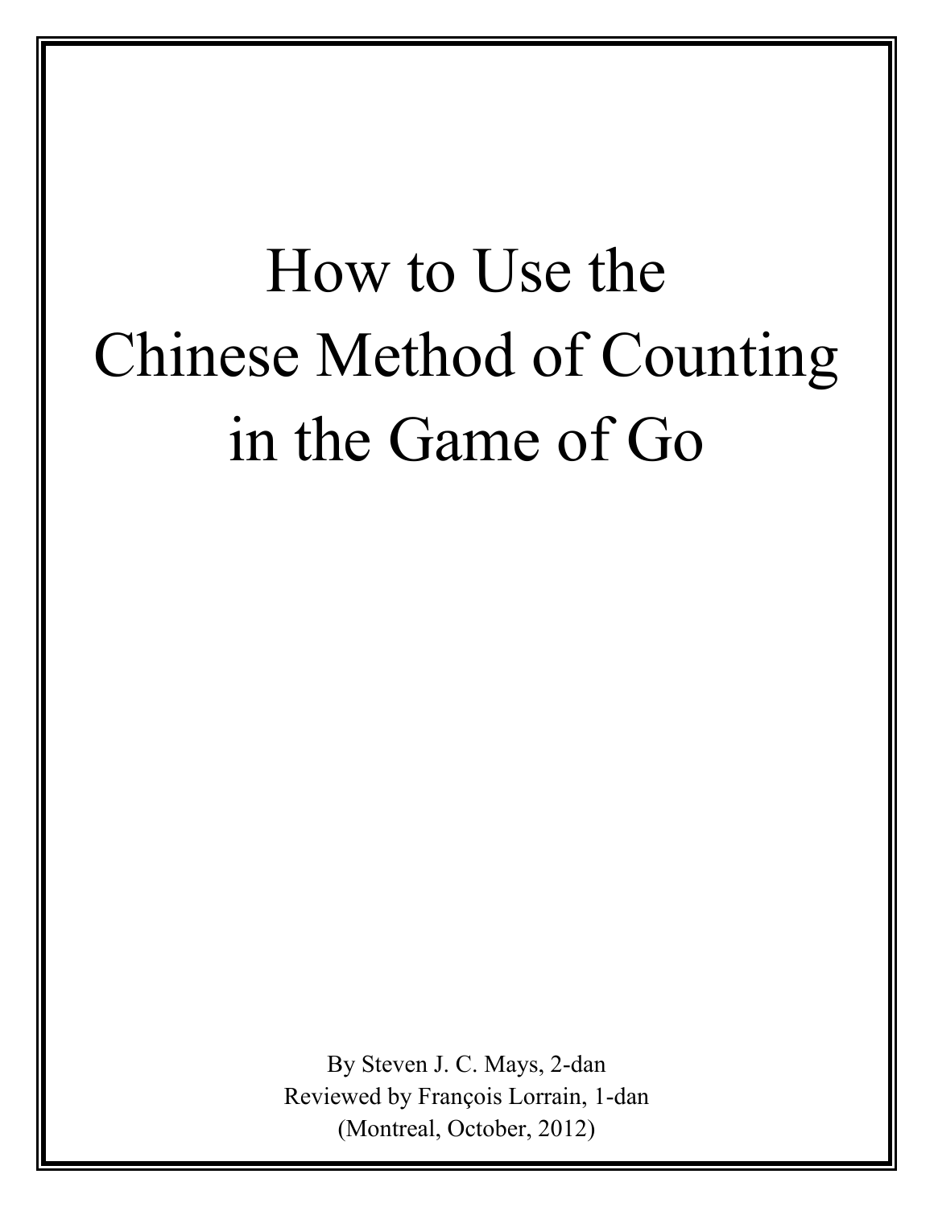# How to Use the Chinese Method of Counting in the Game of Go

By Steven J. C. Mays, 2-dan

Reviewed by François Lorrain, 1-dan

(Montreal, October, 2012)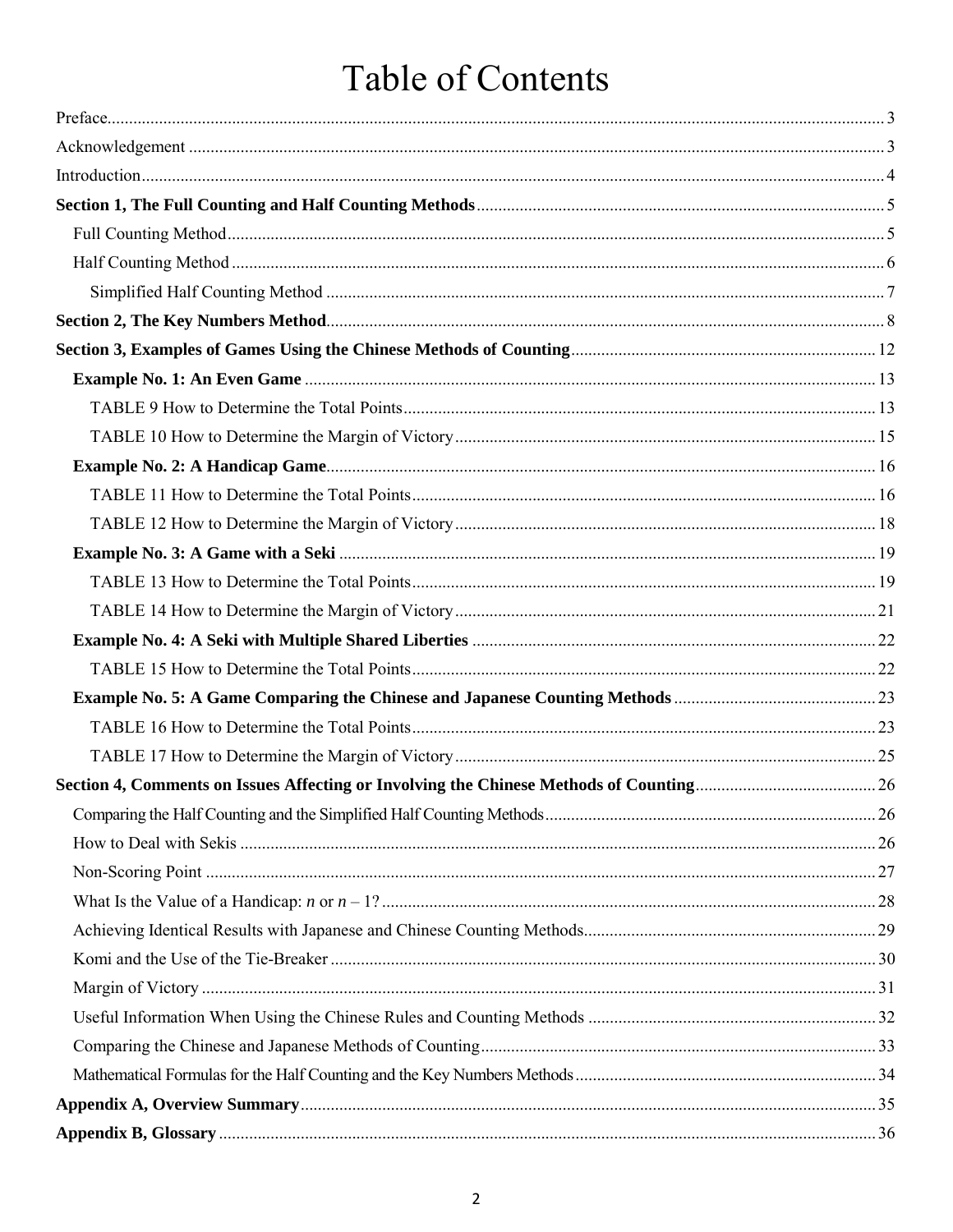# Table of Contents

Preface........................................................................................................................................................................ 3

Acknowledgement ........................................................................................................................................................ 3

Introduction.................................................................................................................................................................. 4

**Section 1, The Full Counting and Half Counting Methods**........................................................................................ 5

- Full Counting Method............................................................................................................................................ 5
- Half Counting Method ........................................................................................................................................... 6
  - Simplified Half Counting Method ...................................................................................................................... 7

**Section 2, The Key Numbers Method**........................................................................................................................... 8

**Section 3, Examples of Games Using the Chinese Methods of Counting**...................................................................... 12

- **Example No. 1: An Even Game** .......................................................................................................................... 13
  - TABLE 9 How to Determine the Total Points......................................................................................................... 13
  - TABLE 10 How to Determine the Margin of Victory.............................................................................................. 15
- **Example No. 2: A Handicap Game**...................................................................................................................... 16
  - TABLE 11 How to Determine the Total Points........................................................................................................ 16
  - TABLE 12 How to Determine the Margin of Victory.............................................................................................. 18
- **Example No. 3: A Game with a Seki** .................................................................................................................... 19
  - TABLE 13 How to Determine the Total Points........................................................................................................ 19
  - TABLE 14 How to Determine the Margin of Victory.............................................................................................. 21
- **Example No. 4: A Seki with Multiple Shared Liberties** ........................................................................................ 22
  - TABLE 15 How to Determine the Total Points........................................................................................................ 22
- **Example No. 5: A Game Comparing the Chinese and Japanese Counting Methods** ............................................... 23
  - TABLE 16 How to Determine the Total Points........................................................................................................ 23
  - TABLE 17 How to Determine the Margin of Victory.............................................................................................. 25

**Section 4, Comments on Issues Affecting or Involving the Chinese Methods of Counting**.......................................... 26

- Comparing the Half Counting and the Simplified Half Counting Methods.................................................................. 26
- How to Deal with Sekis ......................................................................................................................................... 26
- Non-Scoring Point ................................................................................................................................................. 27
- What Is the Value of a Handicap: *n* or *n* – 1? ...................................................................................................... 28
- Achieving Identical Results with Japanese and Chinese Counting Methods................................................................ 29
- Komi and the Use of the Tie-Breaker ...................................................................................................................... 30
- Margin of Victory .................................................................................................................................................. 31
- Useful Information When Using the Chinese Rules and Counting Methods ................................................................ 32
- Comparing the Chinese and Japanese Methods of Counting........................................................................................ 33
- Mathematical Formulas for the Half Counting and the Key Numbers Methods............................................................. 34

**Appendix A, Overview Summary**.................................................................................................................................. 35

**Appendix B, Glossary** ................................................................................................................................................... 36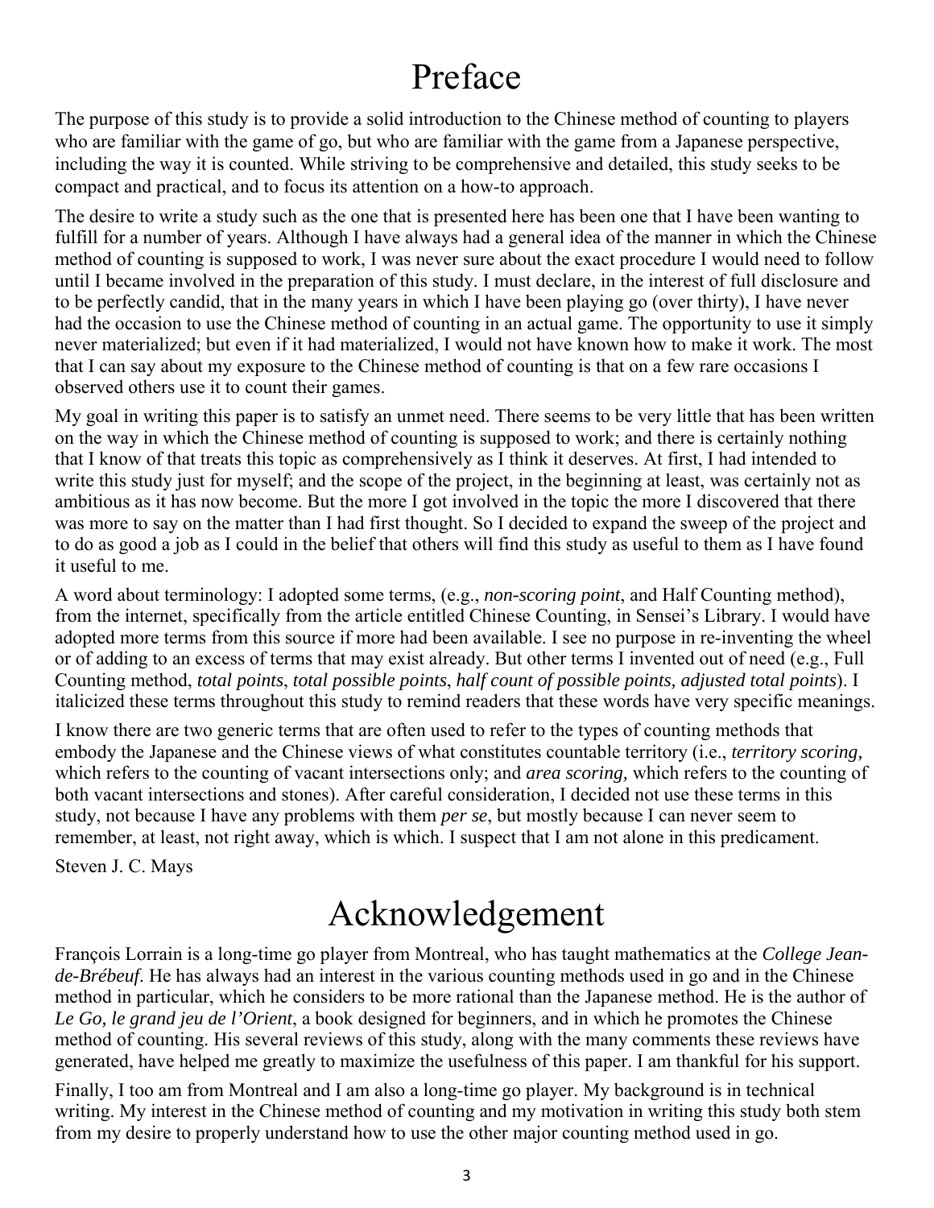# Preface

The purpose of this study is to provide a solid introduction to the Chinese method of counting to players who are familiar with the game of go, but who are familiar with the game from a Japanese perspective, including the way it is counted. While striving to be comprehensive and detailed, this study seeks to be compact and practical, and to focus its attention on a how-to approach.

The desire to write a study such as the one that is presented here has been one that I have been wanting to fulfill for a number of years. Although I have always had a general idea of the manner in which the Chinese method of counting is supposed to work, I was never sure about the exact procedure I would need to follow until I became involved in the preparation of this study. I must declare, in the interest of full disclosure and to be perfectly candid, that in the many years in which I have been playing go (over thirty), I have never had the occasion to use the Chinese method of counting in an actual game. The opportunity to use it simply never materialized; but even if it had materialized, I would not have known how to make it work. The most that I can say about my exposure to the Chinese method of counting is that on a few rare occasions I observed others use it to count their games.

My goal in writing this paper is to satisfy an unmet need. There seems to be very little that has been written on the way in which the Chinese method of counting is supposed to work; and there is certainly nothing that I know of that treats this topic as comprehensively as I think it deserves. At first, I had intended to write this study just for myself; and the scope of the project, in the beginning at least, was certainly not as ambitious as it has now become. But the more I got involved in the topic the more I discovered that there was more to say on the matter than I had first thought. So I decided to expand the sweep of the project and to do as good a job as I could in the belief that others will find this study as useful to them as I have found it useful to me.

A word about terminology: I adopted some terms, (e.g., *non-scoring point*, and Half Counting method), from the internet, specifically from the article entitled Chinese Counting, in Sensei's Library. I would have adopted more terms from this source if more had been available. I see no purpose in re-inventing the wheel or of adding to an excess of terms that may exist already. But other terms I invented out of need (e.g., Full Counting method, *total points*, *total possible points*, *half count of possible points, adjusted total points*). I italicized these terms throughout this study to remind readers that these words have very specific meanings.

I know there are two generic terms that are often used to refer to the types of counting methods that embody the Japanese and the Chinese views of what constitutes countable territory (i.e., *territory scoring,* which refers to the counting of vacant intersections only; and *area scoring,* which refers to the counting of both vacant intersections and stones). After careful consideration, I decided not use these terms in this study, not because I have any problems with them *per se*, but mostly because I can never seem to remember, at least, not right away, which is which. I suspect that I am not alone in this predicament.

Steven J. C. Mays

# Acknowledgement

François Lorrain is a long-time go player from Montreal, who has taught mathematics at the *College Jean-de-Brébeuf*. He has always had an interest in the various counting methods used in go and in the Chinese method in particular, which he considers to be more rational than the Japanese method. He is the author of *Le Go, le grand jeu de l'Orient*, a book designed for beginners, and in which he promotes the Chinese method of counting. His several reviews of this study, along with the many comments these reviews have generated, have helped me greatly to maximize the usefulness of this paper. I am thankful for his support.

Finally, I too am from Montreal and I am also a long-time go player. My background is in technical writing. My interest in the Chinese method of counting and my motivation in writing this study both stem from my desire to properly understand how to use the other major counting method used in go.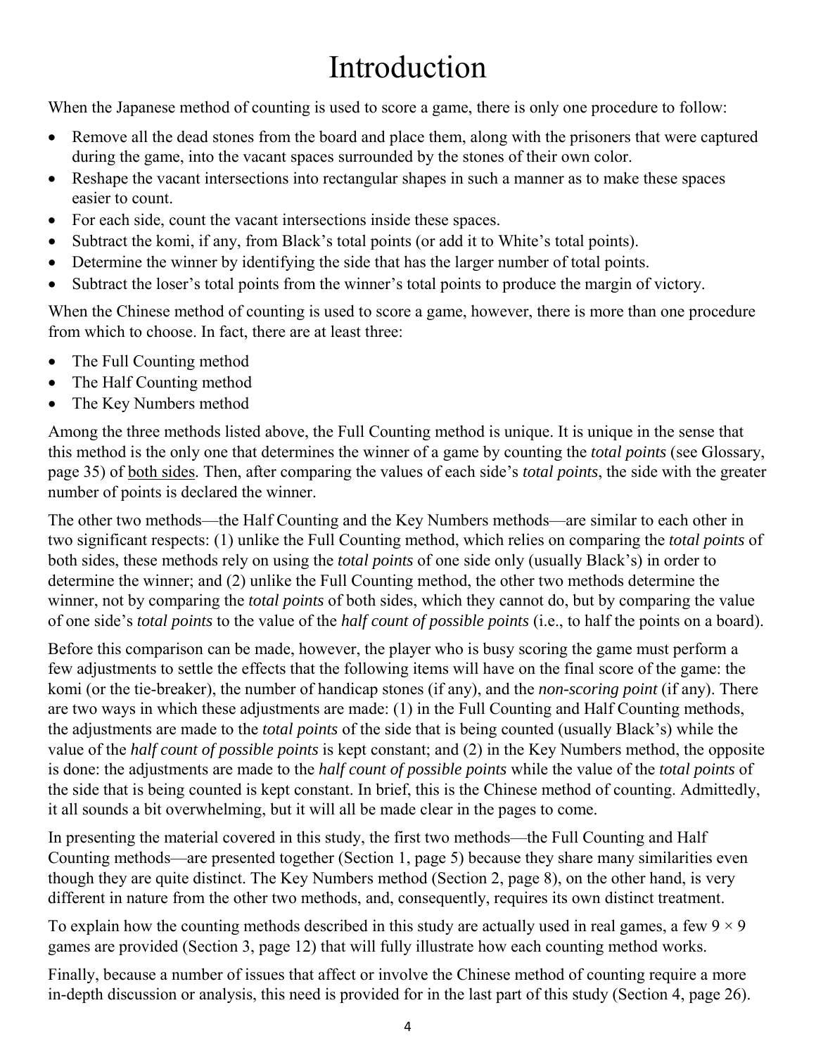# Introduction

When the Japanese method of counting is used to score a game, there is only one procedure to follow:

- Remove all the dead stones from the board and place them, along with the prisoners that were captured during the game, into the vacant spaces surrounded by the stones of their own color.
- Reshape the vacant intersections into rectangular shapes in such a manner as to make these spaces easier to count.
- For each side, count the vacant intersections inside these spaces.
- Subtract the komi, if any, from Black's total points (or add it to White's total points).
- Determine the winner by identifying the side that has the larger number of total points.
- Subtract the loser's total points from the winner's total points to produce the margin of victory.

When the Chinese method of counting is used to score a game, however, there is more than one procedure from which to choose. In fact, there are at least three:

- The Full Counting method
- The Half Counting method
- The Key Numbers method

Among the three methods listed above, the Full Counting method is unique. It is unique in the sense that this method is the only one that determines the winner of a game by counting the *total points* (see Glossary, page 35) of <u>both sides</u>. Then, after comparing the values of each side's *total points*, the side with the greater number of points is declared the winner.

The other two methods—the Half Counting and the Key Numbers methods—are similar to each other in two significant respects: (1) unlike the Full Counting method, which relies on comparing the *total points* of both sides, these methods rely on using the *total points* of one side only (usually Black's) in order to determine the winner; and (2) unlike the Full Counting method, the other two methods determine the winner, not by comparing the *total points* of both sides, which they cannot do, but by comparing the value of one side's *total points* to the value of the *half count of possible points* (i.e., to half the points on a board).

Before this comparison can be made, however, the player who is busy scoring the game must perform a few adjustments to settle the effects that the following items will have on the final score of the game: the komi (or the tie-breaker), the number of handicap stones (if any), and the *non-scoring point* (if any). There are two ways in which these adjustments are made: (1) in the Full Counting and Half Counting methods, the adjustments are made to the *total points* of the side that is being counted (usually Black's) while the value of the *half count of possible points* is kept constant; and (2) in the Key Numbers method, the opposite is done: the adjustments are made to the *half count of possible points* while the value of the *total points* of the side that is being counted is kept constant. In brief, this is the Chinese method of counting. Admittedly, it all sounds a bit overwhelming, but it will all be made clear in the pages to come.

In presenting the material covered in this study, the first two methods—the Full Counting and Half Counting methods—are presented together (Section 1, page 5) because they share many similarities even though they are quite distinct. The Key Numbers method (Section 2, page 8), on the other hand, is very different in nature from the other two methods, and, consequently, requires its own distinct treatment.

To explain how the counting methods described in this study are actually used in real games, a few 9 × 9 games are provided (Section 3, page 12) that will fully illustrate how each counting method works.

Finally, because a number of issues that affect or involve the Chinese method of counting require a more in-depth discussion or analysis, this need is provided for in the last part of this study (Section 4, page 26).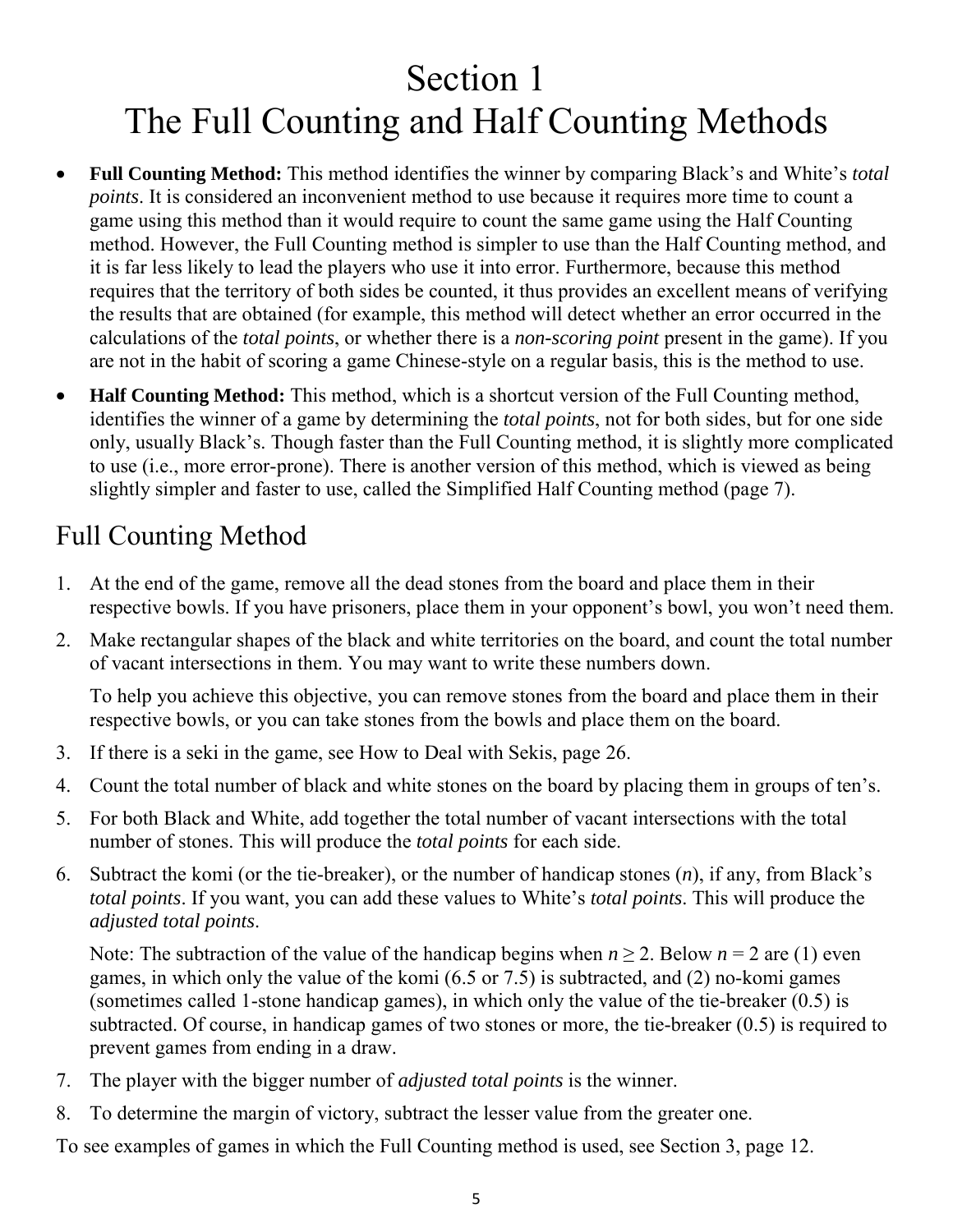# Section 1
# The Full Counting and Half Counting Methods

- **Full Counting Method:** This method identifies the winner by comparing Black's and White's *total points*. It is considered an inconvenient method to use because it requires more time to count a game using this method than it would require to count the same game using the Half Counting method. However, the Full Counting method is simpler to use than the Half Counting method, and it is far less likely to lead the players who use it into error. Furthermore, because this method requires that the territory of both sides be counted, it thus provides an excellent means of verifying the results that are obtained (for example, this method will detect whether an error occurred in the calculations of the *total points*, or whether there is a *non-scoring point* present in the game). If you are not in the habit of scoring a game Chinese-style on a regular basis, this is the method to use.
- **Half Counting Method:** This method, which is a shortcut version of the Full Counting method, identifies the winner of a game by determining the *total points*, not for both sides, but for one side only, usually Black's. Though faster than the Full Counting method, it is slightly more complicated to use (i.e., more error-prone). There is another version of this method, which is viewed as being slightly simpler and faster to use, called the Simplified Half Counting method (page 7).

## Full Counting Method

1. At the end of the game, remove all the dead stones from the board and place them in their respective bowls. If you have prisoners, place them in your opponent's bowl, you won't need them.
2. Make rectangular shapes of the black and white territories on the board, and count the total number of vacant intersections in them. You may want to write these numbers down.

   To help you achieve this objective, you can remove stones from the board and place them in their respective bowls, or you can take stones from the bowls and place them on the board.
3. If there is a seki in the game, see How to Deal with Sekis, page 26.
4. Count the total number of black and white stones on the board by placing them in groups of ten's.
5. For both Black and White, add together the total number of vacant intersections with the total number of stones. This will produce the *total points* for each side.
6. Subtract the komi (or the tie-breaker), or the number of handicap stones ($n$), if any, from Black's *total points*. If you want, you can add these values to White's *total points*. This will produce the *adjusted total points*.

   Note: The subtraction of the value of the handicap begins when $n \geq 2$. Below $n = 2$ are (1) even games, in which only the value of the komi (6.5 or 7.5) is subtracted, and (2) no-komi games (sometimes called 1-stone handicap games), in which only the value of the tie-breaker (0.5) is subtracted. Of course, in handicap games of two stones or more, the tie-breaker (0.5) is required to prevent games from ending in a draw.
7. The player with the bigger number of *adjusted total points* is the winner.
8. To determine the margin of victory, subtract the lesser value from the greater one.

To see examples of games in which the Full Counting method is used, see Section 3, page 12.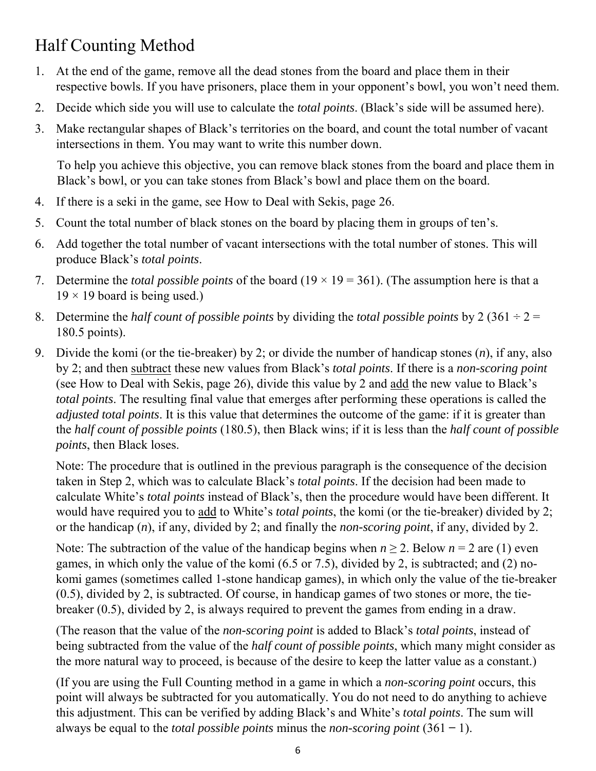# Half Counting Method

1. At the end of the game, remove all the dead stones from the board and place them in their respective bowls. If you have prisoners, place them in your opponent's bowl, you won't need them.
2. Decide which side you will use to calculate the *total points*. (Black's side will be assumed here).
3. Make rectangular shapes of Black's territories on the board, and count the total number of vacant intersections in them. You may want to write this number down.

   To help you achieve this objective, you can remove black stones from the board and place them in Black's bowl, or you can take stones from Black's bowl and place them on the board.
4. If there is a seki in the game, see How to Deal with Sekis, page 26.
5. Count the total number of black stones on the board by placing them in groups of ten's.
6. Add together the total number of vacant intersections with the total number of stones. This will produce Black's *total points*.
7. Determine the *total possible points* of the board ($19 \times 19 = 361$). (The assumption here is that a $19 \times 19$ board is being used.)
8. Determine the *half count of possible points* by dividing the *total possible points* by 2 ($361 \div 2 = 180.5$ points).
9. Divide the komi (or the tie-breaker) by 2; or divide the number of handicap stones ($n$), if any, also by 2; and then <u>subtract</u> these new values from Black's *total points*. If there is a *non-scoring point* (see How to Deal with Sekis, page 26), divide this value by 2 and <u>add</u> the new value to Black's *total points*. The resulting final value that emerges after performing these operations is called the *adjusted total points*. It is this value that determines the outcome of the game: if it is greater than the *half count of possible points* (180.5), then Black wins; if it is less than the *half count of possible points*, then Black loses.

   Note: The procedure that is outlined in the previous paragraph is the consequence of the decision taken in Step 2, which was to calculate Black's *total points*. If the decision had been made to calculate White's *total points* instead of Black's, then the procedure would have been different. It would have required you to <u>add</u> to White's *total points*, the komi (or the tie-breaker) divided by 2; or the handicap ($n$), if any, divided by 2; and finally the *non-scoring point*, if any, divided by 2.

   Note: The subtraction of the value of the handicap begins when $n \geq 2$. Below $n = 2$ are (1) even games, in which only the value of the komi (6.5 or 7.5), divided by 2, is subtracted; and (2) no-komi games (sometimes called 1-stone handicap games), in which only the value of the tie-breaker (0.5), divided by 2, is subtracted. Of course, in handicap games of two stones or more, the tie-breaker (0.5), divided by 2, is always required to prevent the games from ending in a draw.

   (The reason that the value of the *non-scoring point* is added to Black's *total points*, instead of being subtracted from the value of the *half count of possible points*, which many might consider as the more natural way to proceed, is because of the desire to keep the latter value as a constant.)

   (If you are using the Full Counting method in a game in which a *non-scoring point* occurs, this point will always be subtracted for you automatically. You do not need to do anything to achieve this adjustment. This can be verified by adding Black's and White's *total points*. The sum will always be equal to the *total possible points* minus the *non-scoring point* ($361 - 1$).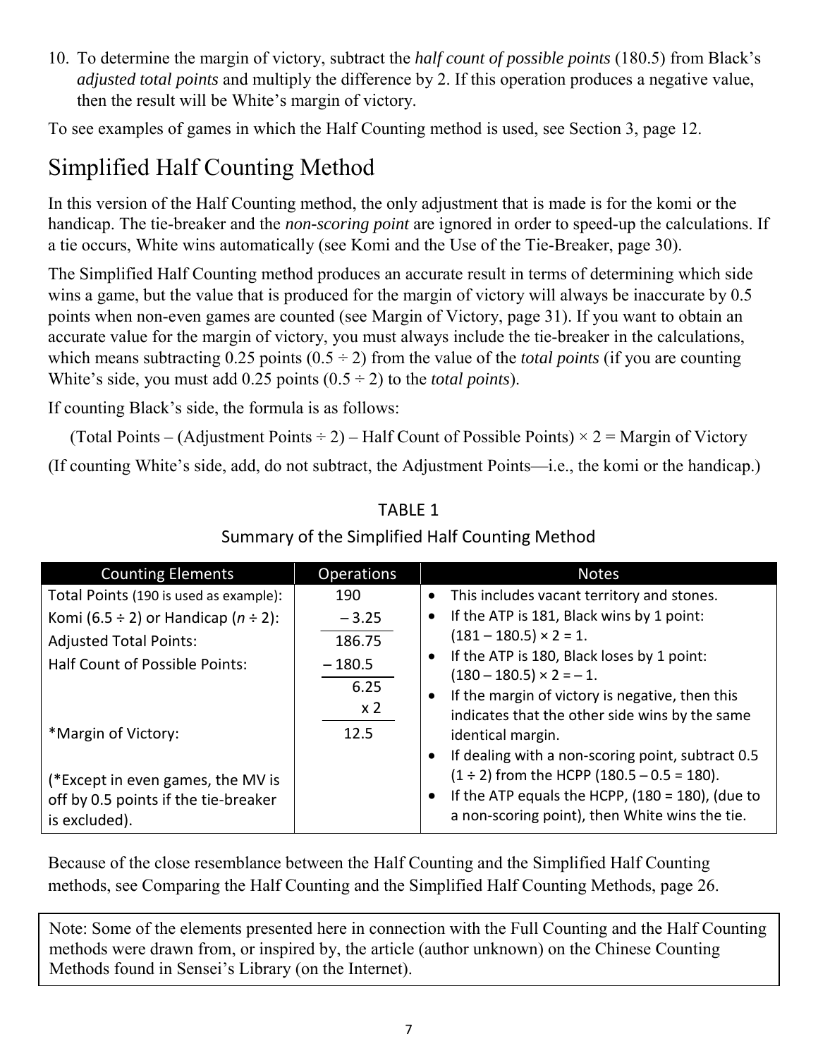10. To determine the margin of victory, subtract the *half count of possible points* (180.5) from Black's *adjusted total points* and multiply the difference by 2. If this operation produces a negative value, then the result will be White's margin of victory.

To see examples of games in which the Half Counting method is used, see Section 3, page 12.

## Simplified Half Counting Method

In this version of the Half Counting method, the only adjustment that is made is for the komi or the handicap. The tie-breaker and the *non-scoring point* are ignored in order to speed-up the calculations. If a tie occurs, White wins automatically (see Komi and the Use of the Tie-Breaker, page 30).

The Simplified Half Counting method produces an accurate result in terms of determining which side wins a game, but the value that is produced for the margin of victory will always be inaccurate by 0.5 points when non-even games are counted (see Margin of Victory, page 31). If you want to obtain an accurate value for the margin of victory, you must always include the tie-breaker in the calculations, which means subtracting 0.25 points (0.5 ÷ 2) from the value of the *total points* (if you are counting White's side, you must add 0.25 points (0.5 ÷ 2) to the *total points*).

If counting Black's side, the formula is as follows:

(Total Points – (Adjustment Points ÷ 2) – Half Count of Possible Points) × 2 = Margin of Victory

(If counting White's side, add, do not subtract, the Adjustment Points—i.e., the komi or the handicap.)

TABLE 1

Summary of the Simplified Half Counting Method

| Counting Elements | Operations | Notes |
|---|---|---|
| Total Points (190 is used as example): | 190 | • This includes vacant territory and stones. |
| Komi (6.5 ÷ 2) or Handicap ($n$ ÷ 2): | – 3.25 | • If the ATP is 181, Black wins by 1 point: (181 – 180.5) × 2 = 1. |
| Adjusted Total Points: | 186.75 | |
| Half Count of Possible Points: | – 180.5 | • If the ATP is 180, Black loses by 1 point: (180 – 180.5) × 2 = – 1. |
| | 6.25 | • If the margin of victory is negative, then this indicates that the other side wins by the same identical margin. |
| | x 2 | |
| *Margin of Victory: | 12.5 | • If dealing with a non-scoring point, subtract 0.5 (1 ÷ 2) from the HCPP (180.5 – 0.5 = 180). |
| (*Except in even games, the MV is off by 0.5 points if the tie-breaker is excluded). | | • If the ATP equals the HCPP, (180 = 180), (due to a non-scoring point), then White wins the tie. |

Because of the close resemblance between the Half Counting and the Simplified Half Counting methods, see Comparing the Half Counting and the Simplified Half Counting Methods, page 26.

Note: Some of the elements presented here in connection with the Full Counting and the Half Counting methods were drawn from, or inspired by, the article (author unknown) on the Chinese Counting Methods found in Sensei's Library (on the Internet).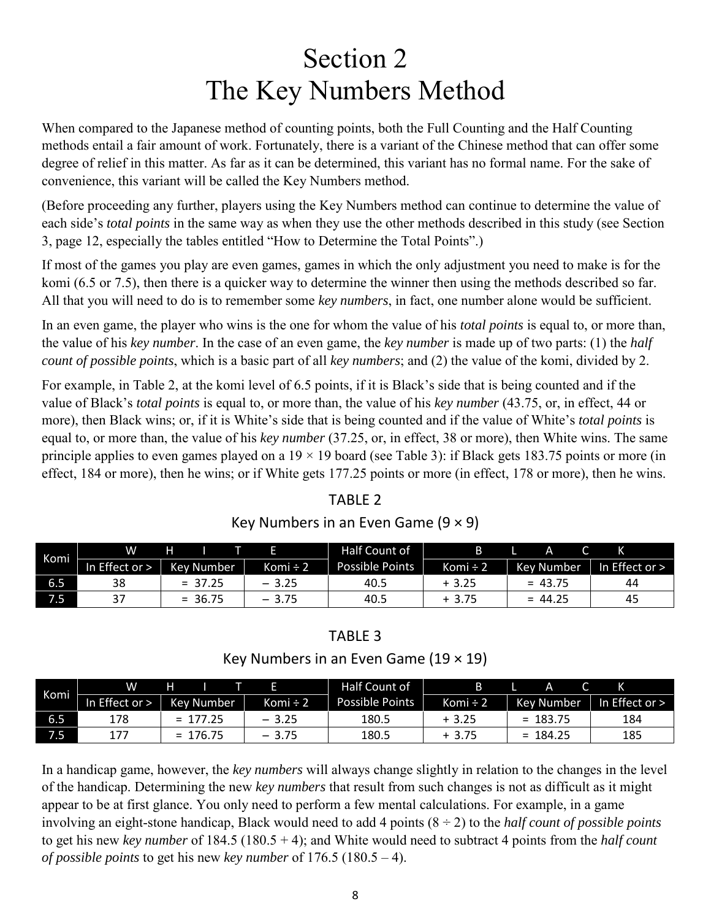# Section 2
# The Key Numbers Method

When compared to the Japanese method of counting points, both the Full Counting and the Half Counting methods entail a fair amount of work. Fortunately, there is a variant of the Chinese method that can offer some degree of relief in this matter. As far as it can be determined, this variant has no formal name. For the sake of convenience, this variant will be called the Key Numbers method.

(Before proceeding any further, players using the Key Numbers method can continue to determine the value of each side's *total points* in the same way as when they use the other methods described in this study (see Section 3, page 12, especially the tables entitled "How to Determine the Total Points".)

If most of the games you play are even games, games in which the only adjustment you need to make is for the komi (6.5 or 7.5), then there is a quicker way to determine the winner then using the methods described so far. All that you will need to do is to remember some *key numbers*, in fact, one number alone would be sufficient.

In an even game, the player who wins is the one for whom the value of his *total points* is equal to, or more than, the value of his *key number*. In the case of an even game, the *key number* is made up of two parts: (1) the *half count of possible points*, which is a basic part of all *key numbers*; and (2) the value of the komi, divided by 2.

For example, in Table 2, at the komi level of 6.5 points, if it is Black's side that is being counted and if the value of Black's *total points* is equal to, or more than, the value of his *key number* (43.75, or, in effect, 44 or more), then Black wins; or, if it is White's side that is being counted and if the value of White's *total points* is equal to, or more than, the value of his *key number* (37.25, or, in effect, 38 or more), then White wins. The same principle applies to even games played on a 19 × 19 board (see Table 3): if Black gets 183.75 points or more (in effect, 184 or more), then he wins; or if White gets 177.25 points or more (in effect, 178 or more), then he wins.

TABLE 2

Key Numbers in an Even Game (9 × 9)

| Komi | WHITE | | | Half Count of | BLACK | | |
|---|---|---|---|---|---|---|---|
| | In Effect or > | Key Number | Komi ÷ 2 | Possible Points | Komi ÷ 2 | Key Number | In Effect or > |
| 6.5 | 38 | = 37.25 | – 3.25 | 40.5 | + 3.25 | = 43.75 | 44 |
| 7.5 | 37 | = 36.75 | – 3.75 | 40.5 | + 3.75 | = 44.25 | 45 |

TABLE 3

Key Numbers in an Even Game (19 × 19)

| Komi | WHITE | | | Half Count of | BLACK | | |
|---|---|---|---|---|---|---|---|
| | In Effect or > | Key Number | Komi ÷ 2 | Possible Points | Komi ÷ 2 | Key Number | In Effect or > |
| 6.5 | 178 | = 177.25 | – 3.25 | 180.5 | + 3.25 | = 183.75 | 184 |
| 7.5 | 177 | = 176.75 | – 3.75 | 180.5 | + 3.75 | = 184.25 | 185 |

In a handicap game, however, the *key numbers* will always change slightly in relation to the changes in the level of the handicap. Determining the new *key numbers* that result from such changes is not as difficult as it might appear to be at first glance. You only need to perform a few mental calculations. For example, in a game involving an eight-stone handicap, Black would need to add 4 points (8 ÷ 2) to the *half count of possible points* to get his new *key number* of 184.5 (180.5 + 4); and White would need to subtract 4 points from the *half count of possible points* to get his new *key number* of 176.5 (180.5 – 4).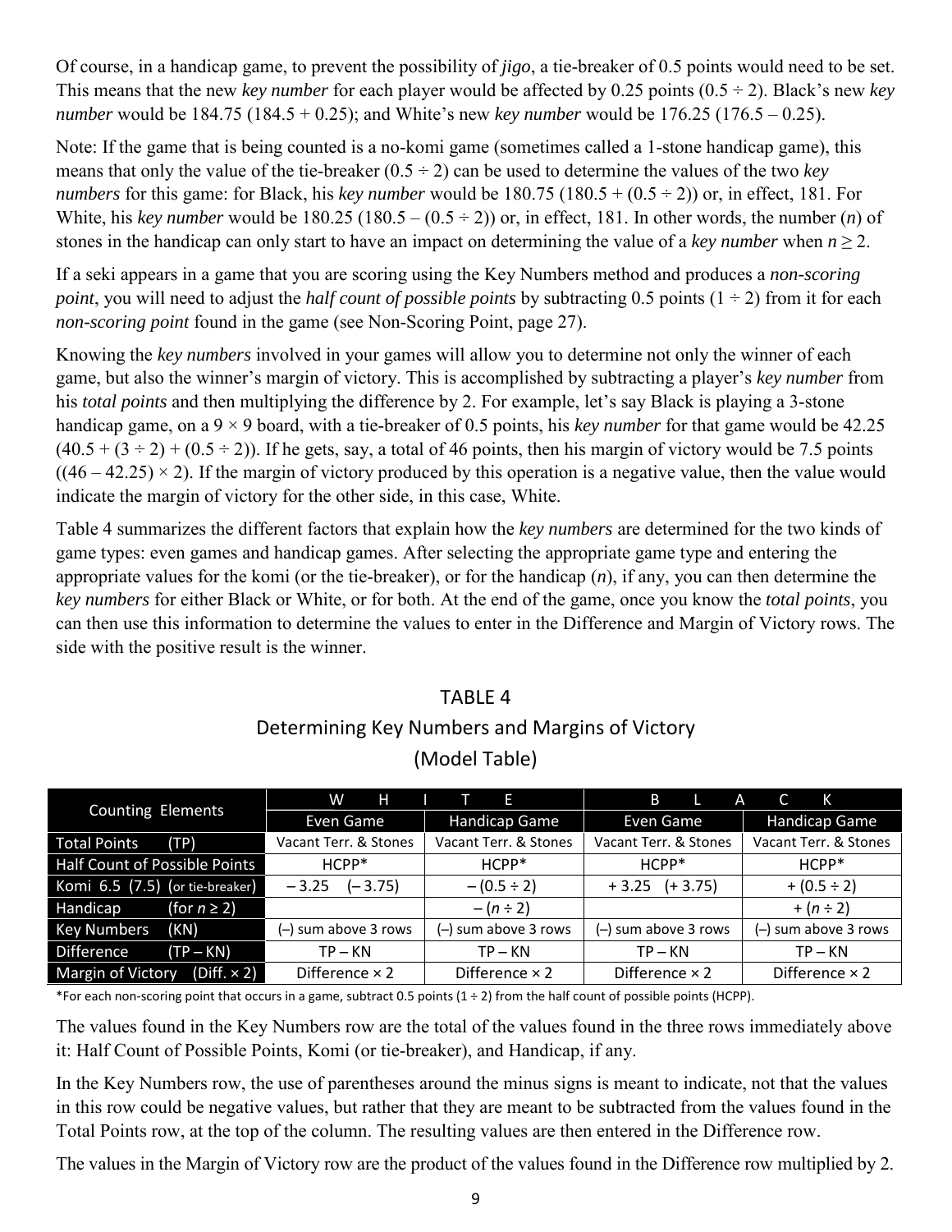Of course, in a handicap game, to prevent the possibility of *jigo*, a tie-breaker of 0.5 points would need to be set. This means that the new *key number* for each player would be affected by 0.25 points (0.5 ÷ 2). Black's new *key number* would be 184.75 (184.5 + 0.25); and White's new *key number* would be 176.25 (176.5 – 0.25).

Note: If the game that is being counted is a no-komi game (sometimes called a 1-stone handicap game), this means that only the value of the tie-breaker (0.5 ÷ 2) can be used to determine the values of the two *key numbers* for this game: for Black, his *key number* would be 180.75 (180.5 + (0.5 ÷ 2)) or, in effect, 181. For White, his *key number* would be 180.25 (180.5 – (0.5 ÷ 2)) or, in effect, 181. In other words, the number ($n$) of stones in the handicap can only start to have an impact on determining the value of a *key number* when $n \geq 2$.

If a seki appears in a game that you are scoring using the Key Numbers method and produces a *non-scoring point*, you will need to adjust the *half count of possible points* by subtracting 0.5 points (1 ÷ 2) from it for each *non-scoring point* found in the game (see Non-Scoring Point, page 27).

Knowing the *key numbers* involved in your games will allow you to determine not only the winner of each game, but also the winner's margin of victory. This is accomplished by subtracting a player's *key number* from his *total points* and then multiplying the difference by 2. For example, let's say Black is playing a 3-stone handicap game, on a 9 × 9 board, with a tie-breaker of 0.5 points, his *key number* for that game would be 42.25 (40.5 + (3 ÷ 2) + (0.5 ÷ 2)). If he gets, say, a total of 46 points, then his margin of victory would be 7.5 points ((46 – 42.25) × 2). If the margin of victory produced by this operation is a negative value, then the value would indicate the margin of victory for the other side, in this case, White.

Table 4 summarizes the different factors that explain how the *key numbers* are determined for the two kinds of game types: even games and handicap games. After selecting the appropriate game type and entering the appropriate values for the komi (or the tie-breaker), or for the handicap ($n$), if any, you can then determine the *key numbers* for either Black or White, or for both. At the end of the game, once you know the *total points*, you can then use this information to determine the values to enter in the Difference and Margin of Victory rows. The side with the positive result is the winner.

TABLE 4

Determining Key Numbers and Margins of Victory

(Model Table)

| Counting Elements | WHITE | | BLACK | |
|---|---|---|---|---|
| | Even Game | Handicap Game | Even Game | Handicap Game |
| Total Points (TP) | Vacant Terr. & Stones | Vacant Terr. & Stones | Vacant Terr. & Stones | Vacant Terr. & Stones |
| Half Count of Possible Points | HCPP* | HCPP* | HCPP* | HCPP* |
| Komi 6.5 (7.5) (or tie-breaker) | – 3.25 (– 3.75) | – (0.5 ÷ 2) | + 3.25 (+ 3.75) | + (0.5 ÷ 2) |
| Handicap (for $n \geq 2$) | | – ($n$ ÷ 2) | | + ($n$ ÷ 2) |
| Key Numbers (KN) | (–) sum above 3 rows | (–) sum above 3 rows | (–) sum above 3 rows | (–) sum above 3 rows |
| Difference (TP – KN) | TP – KN | TP – KN | TP – KN | TP – KN |
| Margin of Victory (Diff. × 2) | Difference × 2 | Difference × 2 | Difference × 2 | Difference × 2 |

*For each non-scoring point that occurs in a game, subtract 0.5 points (1 ÷ 2) from the half count of possible points (HCPP).

The values found in the Key Numbers row are the total of the values found in the three rows immediately above it: Half Count of Possible Points, Komi (or tie-breaker), and Handicap, if any.

In the Key Numbers row, the use of parentheses around the minus signs is meant to indicate, not that the values in this row could be negative values, but rather that they are meant to be subtracted from the values found in the Total Points row, at the top of the column. The resulting values are then entered in the Difference row.

The values in the Margin of Victory row are the product of the values found in the Difference row multiplied by 2.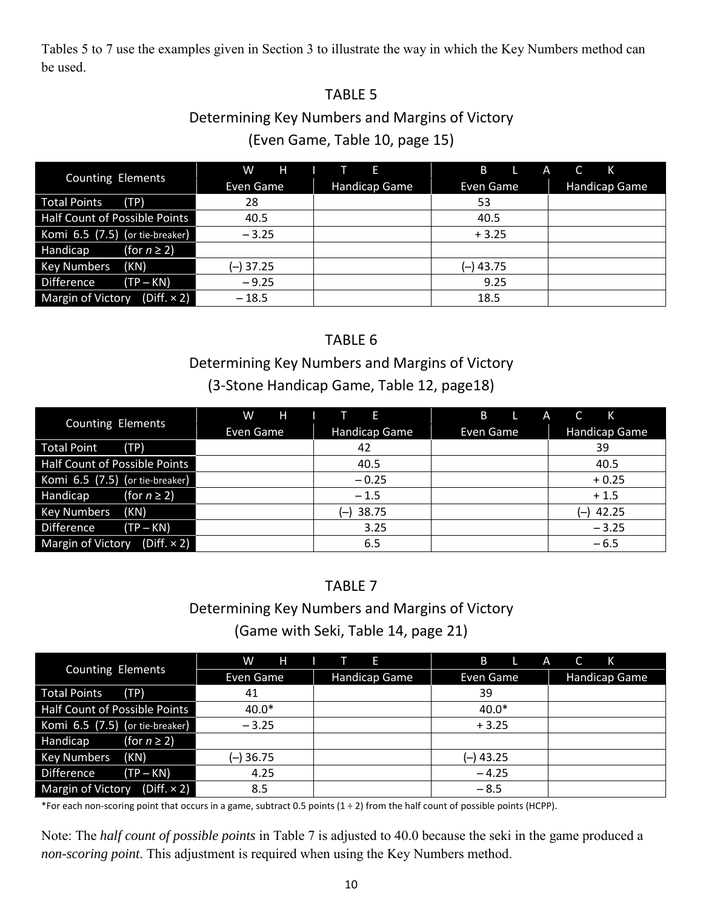Tables 5 to 7 use the examples given in Section 3 to illustrate the way in which the Key Numbers method can be used.

### TABLE 5
### Determining Key Numbers and Margins of Victory
### (Even Game, Table 10, page 15)

| Counting Elements | WHITE | | BLACK | |
|---|---|---|---|---|
| | Even Game | Handicap Game | Even Game | Handicap Game |
| Total Points (TP) | 28 | | 53 | |
| Half Count of Possible Points | 40.5 | | 40.5 | |
| Komi 6.5 (7.5) (or tie-breaker) | – 3.25 | | + 3.25 | |
| Handicap (for $n \geq 2$) | | | | |
| Key Numbers (KN) | (–) 37.25 | | (–) 43.75 | |
| Difference (TP – KN) | – 9.25 | | 9.25 | |
| Margin of Victory (Diff. × 2) | – 18.5 | | 18.5 | |

### TABLE 6
### Determining Key Numbers and Margins of Victory
### (3-Stone Handicap Game, Table 12, page18)

| Counting Elements | WHITE | | BLACK | |
|---|---|---|---|---|
| | Even Game | Handicap Game | Even Game | Handicap Game |
| Total Point (TP) | | 42 | | 39 |
| Half Count of Possible Points | | 40.5 | | 40.5 |
| Komi 6.5 (7.5) (or tie-breaker) | | – 0.25 | | + 0.25 |
| Handicap (for $n \geq 2$) | | – 1.5 | | + 1.5 |
| Key Numbers (KN) | | (–) 38.75 | | (–) 42.25 |
| Difference (TP – KN) | | 3.25 | | – 3.25 |
| Margin of Victory (Diff. × 2) | | 6.5 | | – 6.5 |

### TABLE 7
### Determining Key Numbers and Margins of Victory
### (Game with Seki, Table 14, page 21)

| Counting Elements | WHITE | | BLACK | |
|---|---|---|---|---|
| | Even Game | Handicap Game | Even Game | Handicap Game |
| Total Points (TP) | 41 | | 39 | |
| Half Count of Possible Points | 40.0* | | 40.0* | |
| Komi 6.5 (7.5) (or tie-breaker) | – 3.25 | | + 3.25 | |
| Handicap (for $n \geq 2$) | | | | |
| Key Numbers (KN) | (–) 36.75 | | (–) 43.25 | |
| Difference (TP – KN) | 4.25 | | – 4.25 | |
| Margin of Victory (Diff. × 2) | 8.5 | | – 8.5 | |

*For each non-scoring point that occurs in a game, subtract 0.5 points (1 ÷ 2) from the half count of possible points (HCPP).

Note: The *half count of possible points* in Table 7 is adjusted to 40.0 because the seki in the game produced a *non-scoring point*. This adjustment is required when using the Key Numbers method.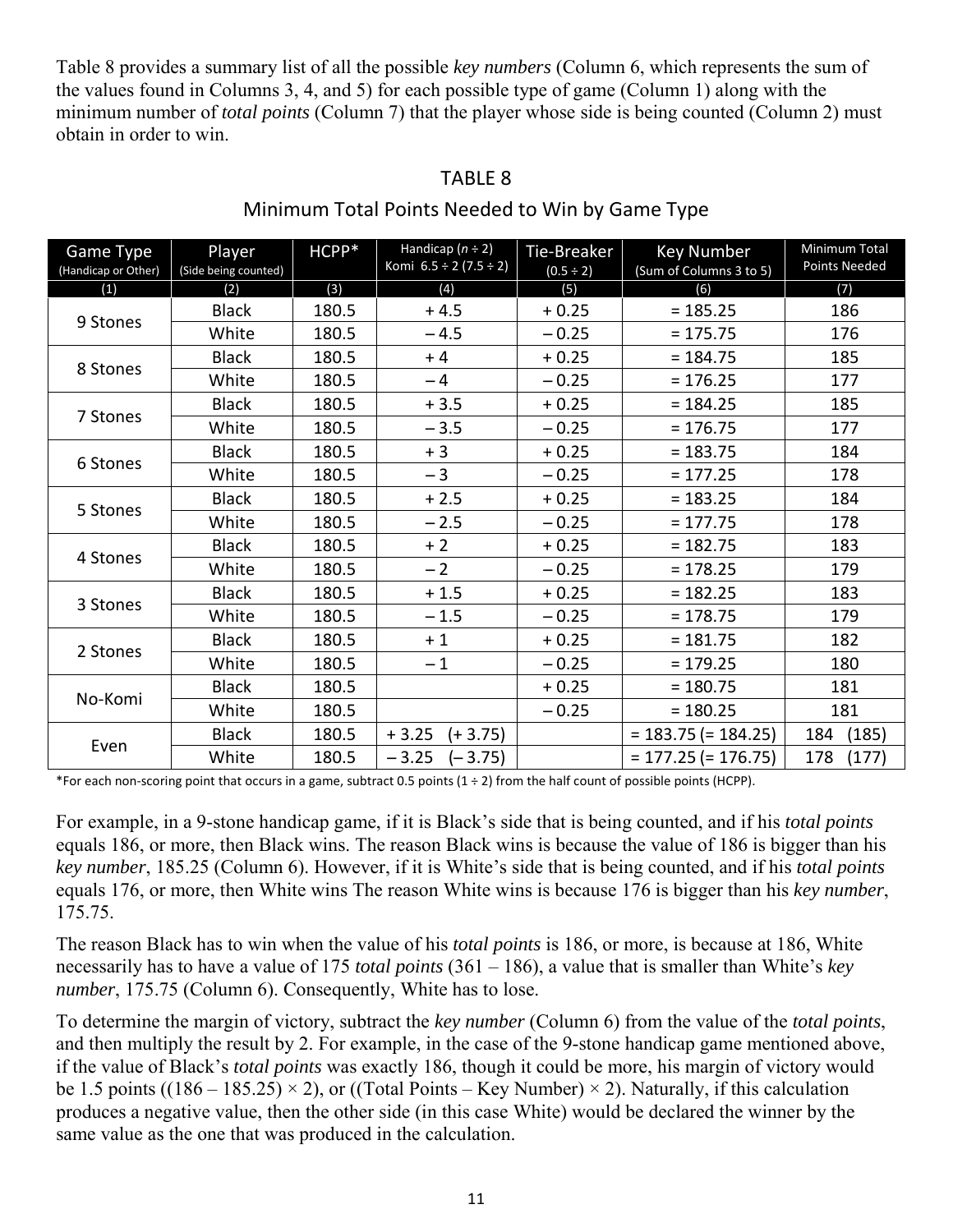Table 8 provides a summary list of all the possible *key numbers* (Column 6, which represents the sum of the values found in Columns 3, 4, and 5) for each possible type of game (Column 1) along with the minimum number of *total points* (Column 7) that the player whose side is being counted (Column 2) must obtain in order to win.

## TABLE 8

### Minimum Total Points Needed to Win by Game Type

| Game Type (Handicap or Other) | Player (Side being counted) | HCPP* | Handicap ($n$ ÷ 2) Komi 6.5 ÷ 2 (7.5 ÷ 2) | Tie-Breaker (0.5 ÷ 2) | Key Number (Sum of Columns 3 to 5) | Minimum Total Points Needed |
|---|---|---|---|---|---|---|
| (1) | (2) | (3) | (4) | (5) | (6) | (7) |
| 9 Stones | Black | 180.5 | + 4.5 | + 0.25 | = 185.25 | 186 |
| | White | 180.5 | – 4.5 | – 0.25 | = 175.75 | 176 |
| 8 Stones | Black | 180.5 | + 4 | + 0.25 | = 184.75 | 185 |
| | White | 180.5 | – 4 | – 0.25 | = 176.25 | 177 |
| 7 Stones | Black | 180.5 | + 3.5 | + 0.25 | = 184.25 | 185 |
| | White | 180.5 | – 3.5 | – 0.25 | = 176.75 | 177 |
| 6 Stones | Black | 180.5 | + 3 | + 0.25 | = 183.75 | 184 |
| | White | 180.5 | – 3 | – 0.25 | = 177.25 | 178 |
| 5 Stones | Black | 180.5 | + 2.5 | + 0.25 | = 183.25 | 184 |
| | White | 180.5 | – 2.5 | – 0.25 | = 177.75 | 178 |
| 4 Stones | Black | 180.5 | + 2 | + 0.25 | = 182.75 | 183 |
| | White | 180.5 | – 2 | – 0.25 | = 178.25 | 179 |
| 3 Stones | Black | 180.5 | + 1.5 | + 0.25 | = 182.25 | 183 |
| | White | 180.5 | – 1.5 | – 0.25 | = 178.75 | 179 |
| 2 Stones | Black | 180.5 | + 1 | + 0.25 | = 181.75 | 182 |
| | White | 180.5 | – 1 | – 0.25 | = 179.25 | 180 |
| No-Komi | Black | 180.5 | | + 0.25 | = 180.75 | 181 |
| | White | 180.5 | | – 0.25 | = 180.25 | 181 |
| Even | Black | 180.5 | + 3.25 (+ 3.75) | | = 183.75 (= 184.25) | 184 (185) |
| | White | 180.5 | – 3.25 (– 3.75) | | = 177.25 (= 176.75) | 178 (177) |

*For each non-scoring point that occurs in a game, subtract 0.5 points (1 ÷ 2) from the half count of possible points (HCPP).

For example, in a 9-stone handicap game, if it is Black's side that is being counted, and if his *total points* equals 186, or more, then Black wins. The reason Black wins is because the value of 186 is bigger than his *key number*, 185.25 (Column 6). However, if it is White's side that is being counted, and if his *total points* equals 176, or more, then White wins The reason White wins is because 176 is bigger than his *key number*, 175.75.

The reason Black has to win when the value of his *total points* is 186, or more, is because at 186, White necessarily has to have a value of 175 *total points* (361 – 186), a value that is smaller than White's *key number*, 175.75 (Column 6). Consequently, White has to lose.

To determine the margin of victory, subtract the *key number* (Column 6) from the value of the *total points*, and then multiply the result by 2. For example, in the case of the 9-stone handicap game mentioned above, if the value of Black's *total points* was exactly 186, though it could be more, his margin of victory would be 1.5 points ((186 – 185.25) × 2), or ((Total Points – Key Number) × 2). Naturally, if this calculation produces a negative value, then the other side (in this case White) would be declared the winner by the same value as the one that was produced in the calculation.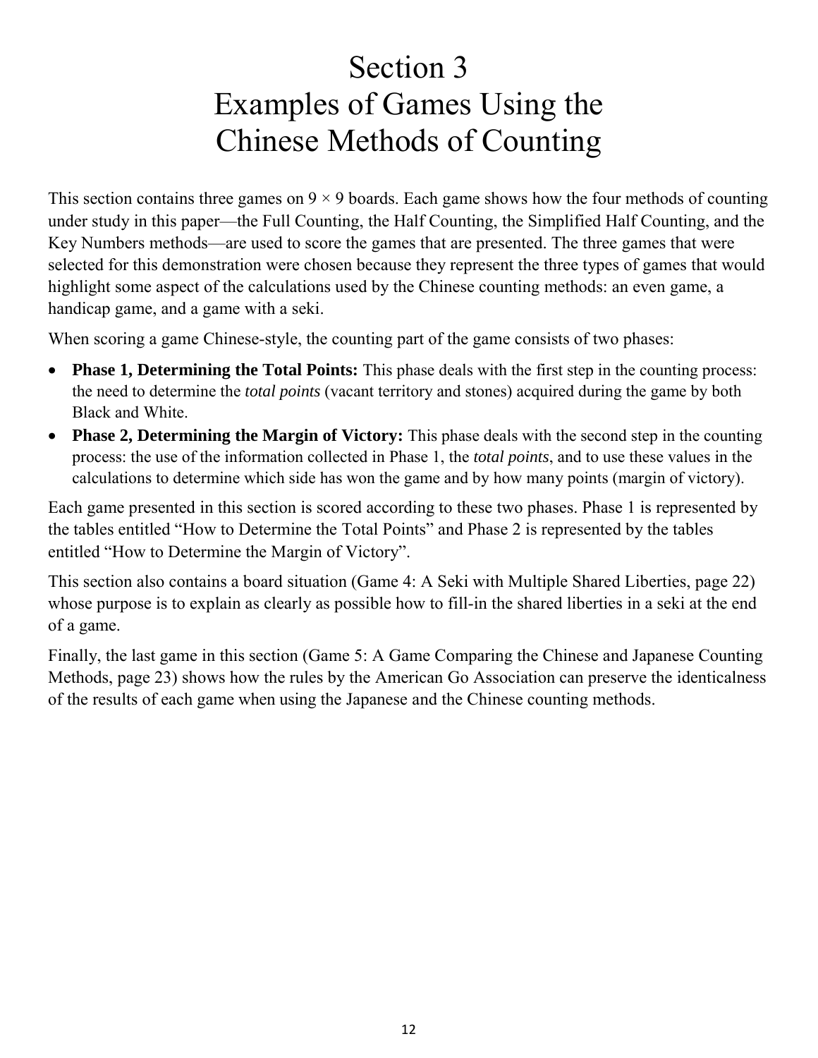# Section 3
# Examples of Games Using the Chinese Methods of Counting

This section contains three games on 9 × 9 boards. Each game shows how the four methods of counting under study in this paper—the Full Counting, the Half Counting, the Simplified Half Counting, and the Key Numbers methods—are used to score the games that are presented. The three games that were selected for this demonstration were chosen because they represent the three types of games that would highlight some aspect of the calculations used by the Chinese counting methods: an even game, a handicap game, and a game with a seki.

When scoring a game Chinese-style, the counting part of the game consists of two phases:

- **Phase 1, Determining the Total Points:** This phase deals with the first step in the counting process: the need to determine the *total points* (vacant territory and stones) acquired during the game by both Black and White.
- **Phase 2, Determining the Margin of Victory:** This phase deals with the second step in the counting process: the use of the information collected in Phase 1, the *total points*, and to use these values in the calculations to determine which side has won the game and by how many points (margin of victory).

Each game presented in this section is scored according to these two phases. Phase 1 is represented by the tables entitled "How to Determine the Total Points" and Phase 2 is represented by the tables entitled "How to Determine the Margin of Victory".

This section also contains a board situation (Game 4: A Seki with Multiple Shared Liberties, page 22) whose purpose is to explain as clearly as possible how to fill-in the shared liberties in a seki at the end of a game.

Finally, the last game in this section (Game 5: A Game Comparing the Chinese and Japanese Counting Methods, page 23) shows how the rules by the American Go Association can preserve the identicalness of the results of each game when using the Japanese and the Chinese counting methods.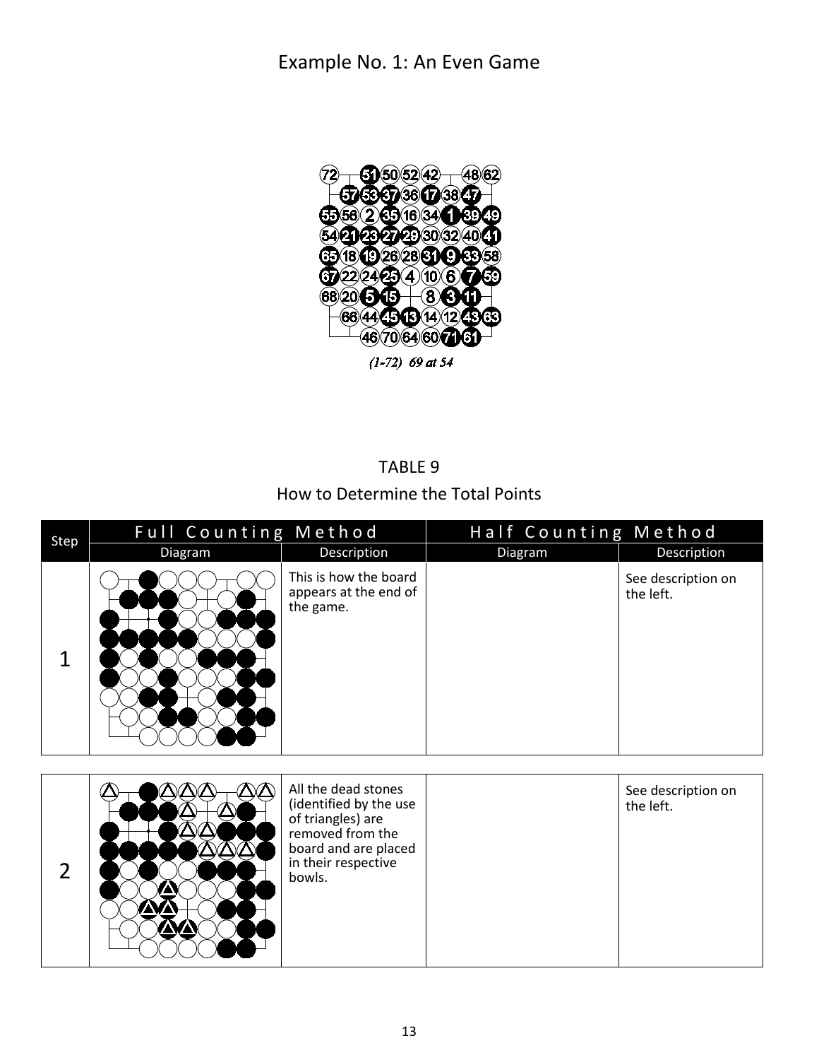# Example No. 1: An Even Game

(1-72) 69 at 54

TABLE 9

How to Determine the Total Points

| Step | Full Counting Method | | Half Counting Method | |
|---|---|---|---|---|
| | Diagram | Description | Diagram | Description |
| 1 | | This is how the board appears at the end of the game. | | See description on the left. |
| 2 | | All the dead stones (identified by the use of triangles) are removed from the board and are placed in their respective bowls. | | See description on the left. |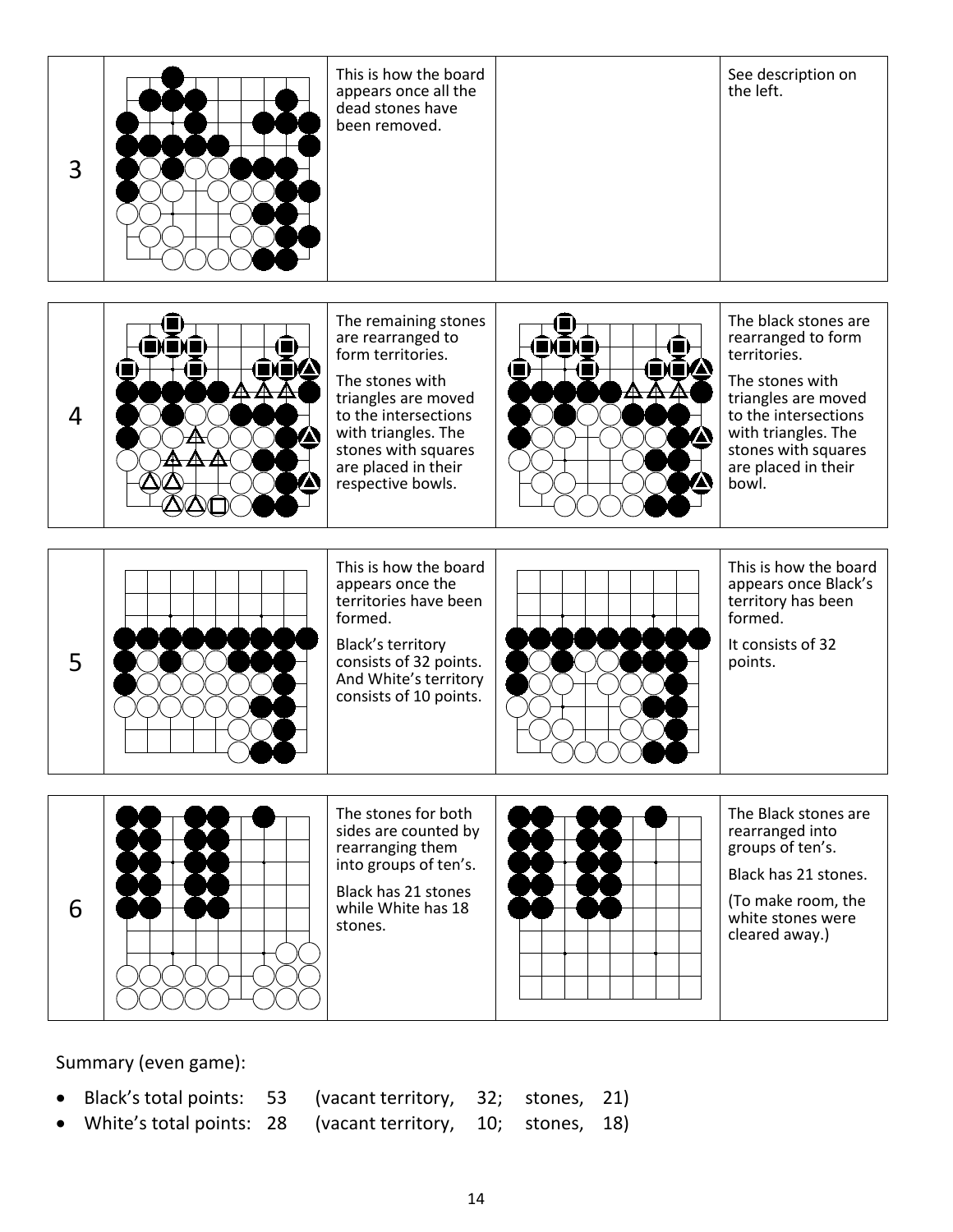| | | | | |
|---|---|---|---|---|
| 3 | | This is how the board appears once all the dead stones have been removed. | | See description on the left. |
| 4 | | The remaining stones are rearranged to form territories.<br><br>The stones with triangles are moved to the intersections with triangles. The stones with squares are placed in their respective bowls. | | The black stones are rearranged to form territories.<br><br>The stones with triangles are moved to the intersections with triangles. The stones with squares are placed in their bowl. |
| 5 | | This is how the board appears once the territories have been formed.<br><br>Black's territory consists of 32 points. And White's territory consists of 10 points. | | This is how the board appears once Black's territory has been formed.<br><br>It consists of 32 points. |
| 6 | | The stones for both sides are counted by rearranging them into groups of ten's.<br><br>Black has 21 stones while White has 18 stones. | | The Black stones are rearranged into groups of ten's.<br><br>Black has 21 stones.<br><br>(To make room, the white stones were cleared away.) |

Summary (even game):

- Black's total points: 53 (vacant territory, 32; stones, 21)
- White's total points: 28 (vacant territory, 10; stones, 18)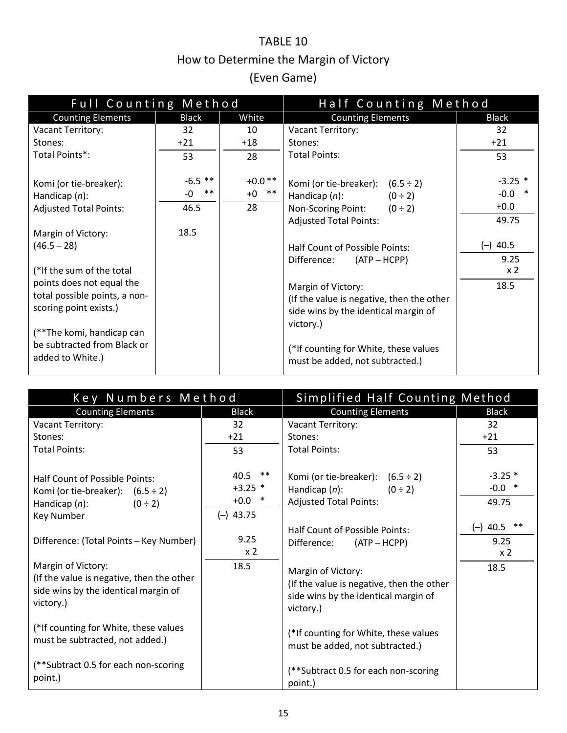# TABLE 10

## How to Determine the Margin of Victory

## (Even Game)

### Full Counting Method

| Counting Elements | Black | White |
|---|---|---|
| Vacant Territory: | 32 | 10 |
| Stones: | +21 | +18 |
| Total Points*: | 53 | 28 |
| Komi (or tie-breaker): | -6.5 ** | +0.0 ** |
| Handicap (*n*): | -0 ** | +0 ** |
| Adjusted Total Points: | 46.5 | 28 |
| Margin of Victory: (46.5 – 28) | 18.5 | |

(*If the sum of the total points does not equal the total possible points, a non-scoring point exists.)

(**The komi, handicap can be subtracted from Black or added to White.)

### Half Counting Method

| Counting Elements | | Black |
|---|---|---|
| Vacant Territory: | | 32 |
| Stones: | | +21 |
| Total Points: | | 53 |
| Komi (or tie-breaker): | (6.5 ÷ 2) | -3.25 * |
| Handicap (*n*): | (0 ÷ 2) | -0.0 * |
| Non-Scoring Point: | (0 ÷ 2) | +0.0 |
| Adjusted Total Points: | | 49.75 |
| Half Count of Possible Points: | | (–) 40.5 |
| Difference: | (ATP – HCPP) | 9.25 |
| | | x 2 |
| Margin of Victory: (If the value is negative, then the other side wins by the identical margin of victory.) | | 18.5 |

(*If counting for White, these values must be added, not subtracted.)

### Key Numbers Method

| Counting Elements | | Black |
|---|---|---|
| Vacant Territory: | | 32 |
| Stones: | | +21 |
| Total Points: | | 53 |
| Half Count of Possible Points: | | 40.5 ** |
| Komi (or tie-breaker): | (6.5 ÷ 2) | +3.25 * |
| Handicap (*n*): | (0 ÷ 2) | +0.0 * |
| Key Number | | (–) 43.75 |
| Difference: (Total Points – Key Number) | | 9.25 |
| | | x 2 |
| Margin of Victory: (If the value is negative, then the other side wins by the identical margin of victory.) | | 18.5 |

(*If counting for White, these values must be subtracted, not added.)

(**Subtract 0.5 for each non-scoring point.)

### Simplified Half Counting Method

| Counting Elements | | Black |
|---|---|---|
| Vacant Territory: | | 32 |
| Stones: | | +21 |
| Total Points: | | 53 |
| Komi (or tie-breaker): | (6.5 ÷ 2) | -3.25 * |
| Handicap (*n*): | (0 ÷ 2) | -0.0 * |
| Adjusted Total Points: | | 49.75 |
| Half Count of Possible Points: | | (–) 40.5 ** |
| Difference: | (ATP – HCPP) | 9.25 |
| | | x 2 |
| Margin of Victory: (If the value is negative, then the other side wins by the identical margin of victory.) | | 18.5 |

(*If counting for White, these values must be added, not subtracted.)

(**Subtract 0.5 for each non-scoring point.)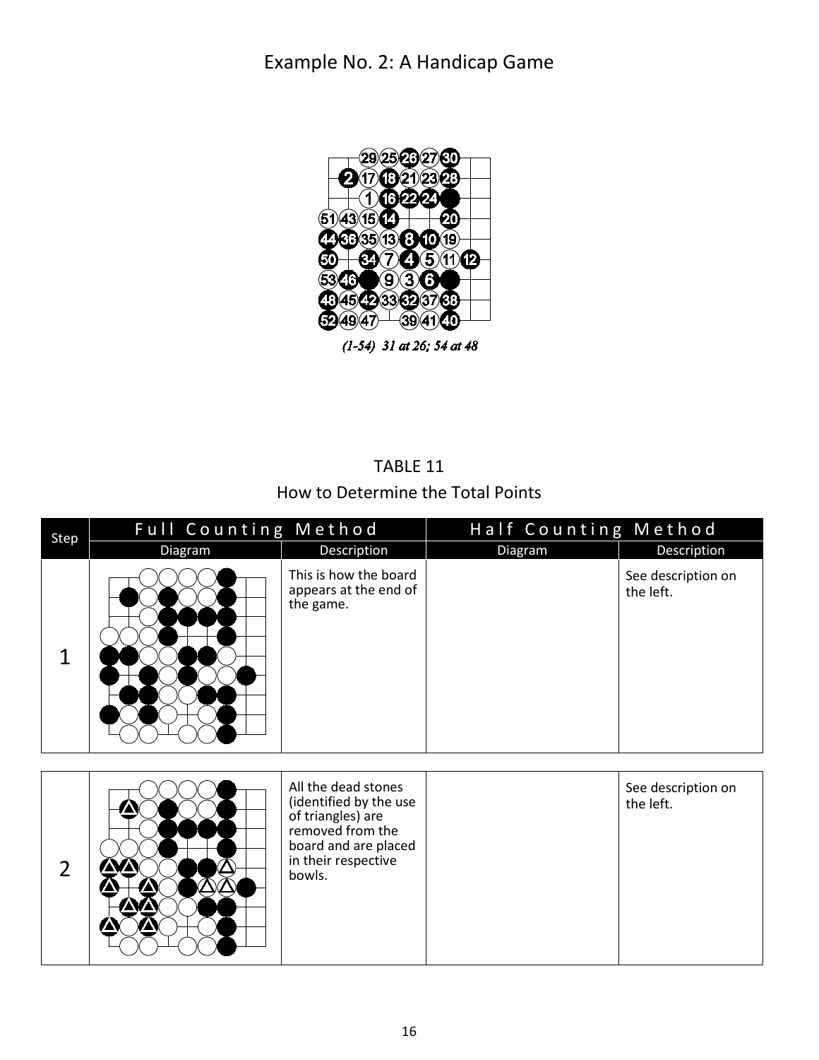# Example No. 2: A Handicap Game

(1-54) 31 at 26; 54 at 48

TABLE 11

How to Determine the Total Points

| Step | Full Counting Method | | Half Counting Method | |
|---|---|---|---|---|
| | Diagram | Description | Diagram | Description |
| 1 | | This is how the board appears at the end of the game. | | See description on the left. |
| 2 | | All the dead stones (identified by the use of triangles) are removed from the board and are placed in their respective bowls. | | See description on the left. |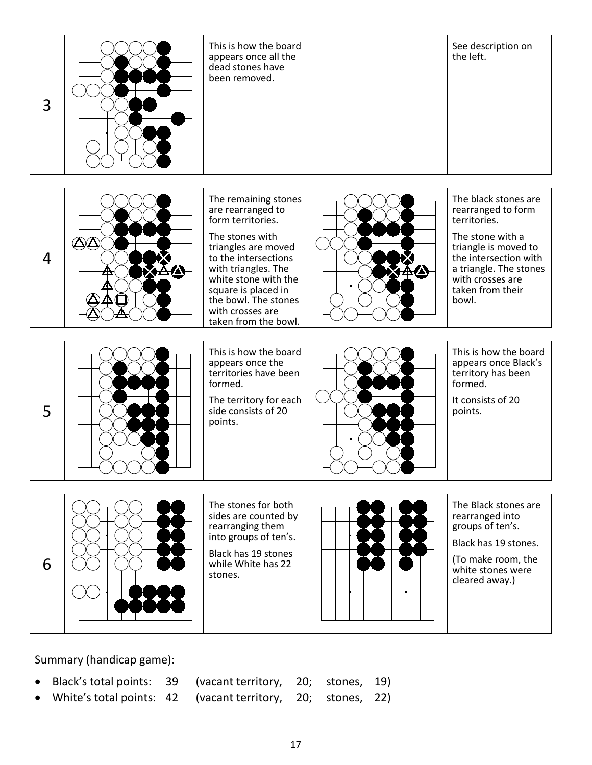| | | | | |
|---|---|---|---|---|
| 3 | | This is how the board appears once all the dead stones have been removed. | | See description on the left. |
| 4 | | The remaining stones are rearranged to form territories. The stones with triangles are moved to the intersections with triangles. The white stone with the square is placed in the bowl. The stones with crosses are taken from the bowl. | | The black stones are rearranged to form territories. The stone with a triangle is moved to the intersection with a triangle. The stones with crosses are taken from their bowl. |
| 5 | | This is how the board appears once the territories have been formed. The territory for each side consists of 20 points. | | This is how the board appears once Black's territory has been formed. It consists of 20 points. |
| 6 | | The stones for both sides are counted by rearranging them into groups of ten's. Black has 19 stones while White has 22 stones. | | The Black stones are rearranged into groups of ten's. Black has 19 stones. (To make room, the white stones were cleared away.) |

Summary (handicap game):

- Black's total points: 39 (vacant territory, 20; stones, 19)
- White's total points: 42 (vacant territory, 20; stones, 22)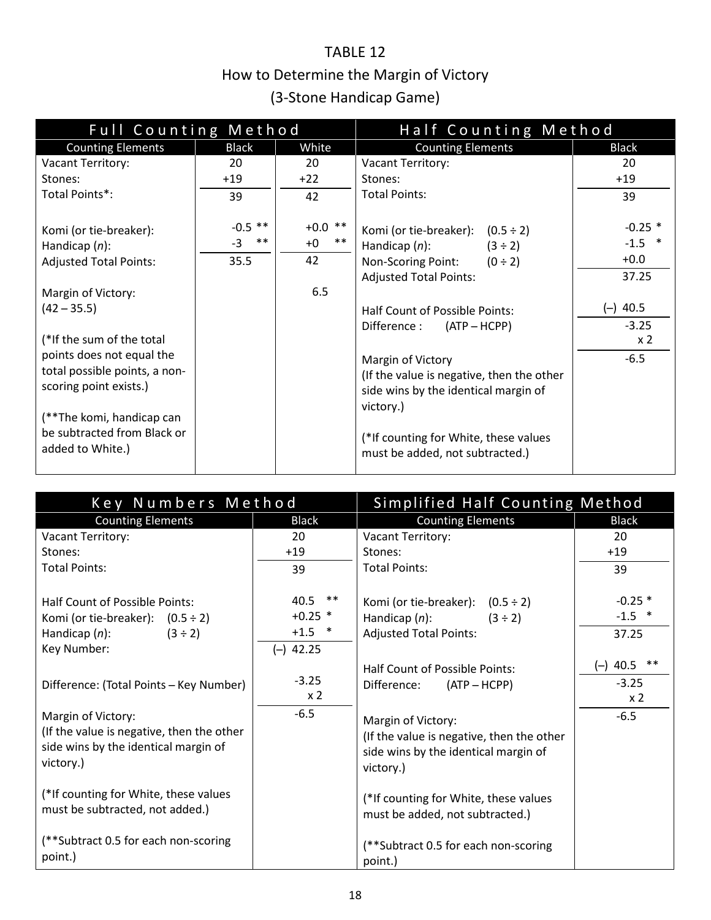# TABLE 12

## How to Determine the Margin of Victory

## (3-Stone Handicap Game)

### Full Counting Method

| Counting Elements | Black | White |
|---|---|---|
| Vacant Territory: | 20 | 20 |
| Stones: | +19 | +22 |
| Total Points*: | 39 | 42 |
| Komi (or tie-breaker): | -0.5 ** | +0.0 ** |
| Handicap (*n*): | -3 ** | +0 ** |
| Adjusted Total Points: | 35.5 | 42 |
| Margin of Victory: (42 – 35.5) | | 6.5 |
| (*If the sum of the total points does not equal the total possible points, a non-scoring point exists.) | | |
| (**The komi, handicap can be subtracted from Black or added to White.) | | |

### Half Counting Method

| Counting Elements | | Black |
|---|---|---|
| Vacant Territory: | | 20 |
| Stones: | | +19 |
| Total Points: | | 39 |
| Komi (or tie-breaker): | (0.5 ÷ 2) | -0.25 * |
| Handicap (*n*): | (3 ÷ 2) | -1.5 * |
| Non-Scoring Point: | (0 ÷ 2) | +0.0 |
| Adjusted Total Points: | | 37.25 |
| Half Count of Possible Points: | | (–) 40.5 |
| Difference : | (ATP – HCPP) | -3.25 x 2 |
| Margin of Victory (If the value is negative, then the other side wins by the identical margin of victory.) | | -6.5 |
| (*If counting for White, these values must be added, not subtracted.) | | |

### Key Numbers Method

| Counting Elements | | Black |
|---|---|---|
| Vacant Territory: | | 20 |
| Stones: | | +19 |
| Total Points: | | 39 |
| Half Count of Possible Points: | | 40.5 ** |
| Komi (or tie-breaker): | (0.5 ÷ 2) | +0.25 * |
| Handicap (*n*): | (3 ÷ 2) | +1.5 * |
| Key Number: | | (–) 42.25 |
| Difference: (Total Points – Key Number) | | -3.25 x 2 |
| Margin of Victory: (If the value is negative, then the other side wins by the identical margin of victory.) | | -6.5 |
| (*If counting for White, these values must be subtracted, not added.) | | |
| (**Subtract 0.5 for each non-scoring point.) | | |

### Simplified Half Counting Method

| Counting Elements | | Black |
|---|---|---|
| Vacant Territory: | | 20 |
| Stones: | | +19 |
| Total Points: | | 39 |
| Komi (or tie-breaker): | (0.5 ÷ 2) | -0.25 * |
| Handicap (*n*): | (3 ÷ 2) | -1.5 * |
| Adjusted Total Points: | | 37.25 |
| Half Count of Possible Points: | | (–) 40.5 ** |
| Difference: | (ATP – HCPP) | -3.25 x 2 |
| Margin of Victory: (If the value is negative, then the other side wins by the identical margin of victory.) | | -6.5 |
| (*If counting for White, these values must be added, not subtracted.) | | |
| (**Subtract 0.5 for each non-scoring point.) | | |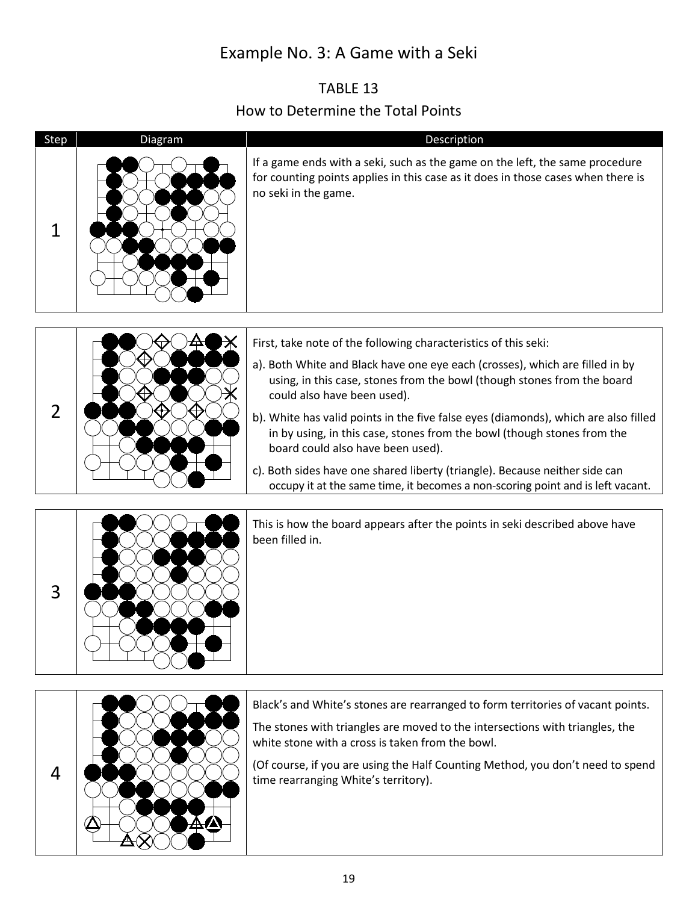# Example No. 3: A Game with a Seki

TABLE 13

How to Determine the Total Points

| Step | Diagram | Description |
|---|---|---|
| 1 | | If a game ends with a seki, such as the game on the left, the same procedure for counting points applies in this case as it does in those cases when there is no seki in the game. |
| 2 | | First, take note of the following characteristics of this seki:<br>a). Both White and Black have one eye each (crosses), which are filled in by using, in this case, stones from the bowl (though stones from the board could also have been used).<br>b). White has valid points in the five false eyes (diamonds), which are also filled in by using, in this case, stones from the bowl (though stones from the board could also have been used).<br>c). Both sides have one shared liberty (triangle). Because neither side can occupy it at the same time, it becomes a non-scoring point and is left vacant. |
| 3 | | This is how the board appears after the points in seki described above have been filled in. |
| 4 | | Black's and White's stones are rearranged to form territories of vacant points.<br>The stones with triangles are moved to the intersections with triangles, the white stone with a cross is taken from the bowl.<br>(Of course, if you are using the Half Counting Method, you don't need to spend time rearranging White's territory). |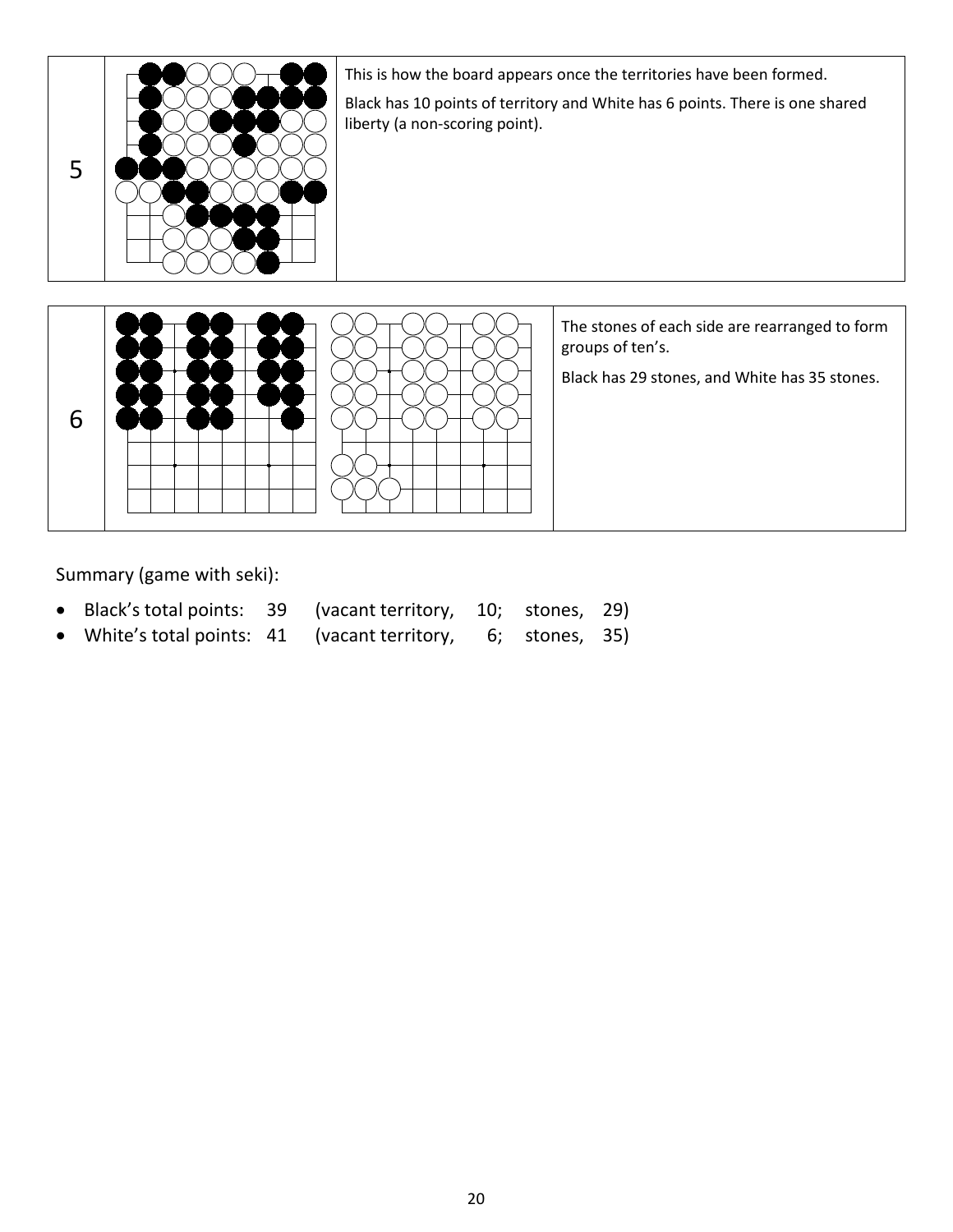| | | |
|---|---|---|
| 5 | | This is how the board appears once the territories have been formed.<br><br>Black has 10 points of territory and White has 6 points. There is one shared liberty (a non-scoring point). |
| 6 | | The stones of each side are rearranged to form groups of ten's.<br><br>Black has 29 stones, and White has 35 stones. |

Summary (game with seki):

- Black's total points: 39 (vacant territory, 10; stones, 29)
- White's total points: 41 (vacant territory, 6; stones, 35)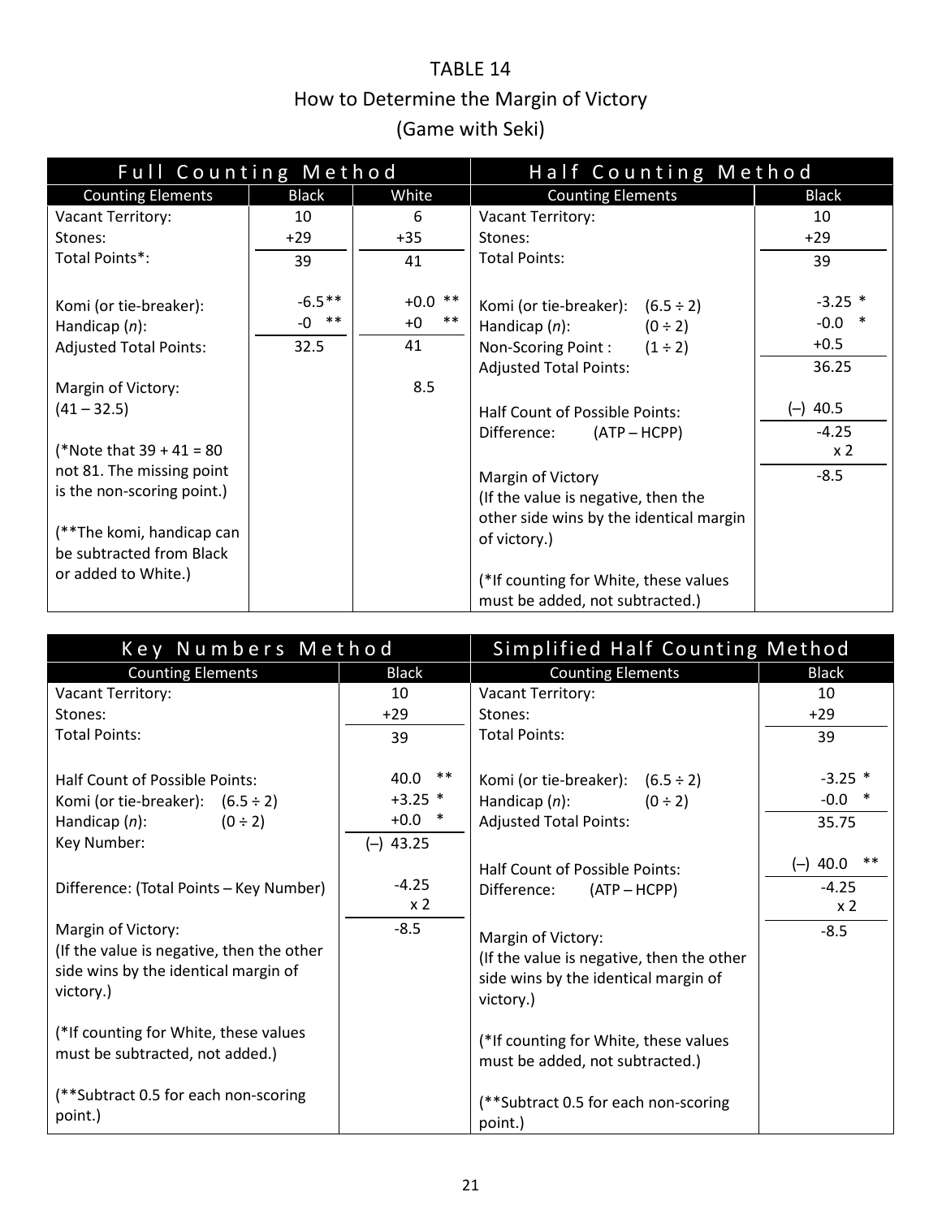# TABLE 14

## How to Determine the Margin of Victory

## (Game with Seki)

| Full Counting Method | | |
|---|---|---|
| **Counting Elements** | **Black** | **White** |
| Vacant Territory: | 10 | 6 |
| Stones: | +29 | +35 |
| Total Points*: | 39 | 41 |
| Komi (or tie-breaker): | -6.5** | +0.0 ** |
| Handicap (*n*): | -0 ** | +0 ** |
| Adjusted Total Points: | 32.5 | 41 |
| Margin of Victory: (41 – 32.5) | | 8.5 |
| (*Note that 39 + 41 = 80 not 81. The missing point is the non-scoring point.) | | |
| (**The komi, handicap can be subtracted from Black or added to White.) | | |

| Half Counting Method | |
|---|---|
| **Counting Elements** | **Black** |
| Vacant Territory: | 10 |
| Stones: | +29 |
| Total Points: | 39 |
| Komi (or tie-breaker): (6.5 ÷ 2) | -3.25 * |
| Handicap (*n*): (0 ÷ 2) | -0.0 * |
| Non-Scoring Point : (1 ÷ 2) | +0.5 |
| Adjusted Total Points: | 36.25 |
| Half Count of Possible Points: | (–) 40.5 |
| Difference: (ATP – HCPP) | -4.25 |
| | x 2 |
| Margin of Victory (If the value is negative, then the other side wins by the identical margin of victory.) | -8.5 |
| (*If counting for White, these values must be added, not subtracted.) | |

| Key Numbers Method | |
|---|---|
| **Counting Elements** | **Black** |
| Vacant Territory: | 10 |
| Stones: | +29 |
| Total Points: | 39 |
| Half Count of Possible Points: | 40.0 ** |
| Komi (or tie-breaker): (6.5 ÷ 2) | +3.25 * |
| Handicap (*n*): (0 ÷ 2) | +0.0 * |
| Key Number: | (–) 43.25 |
| Difference: (Total Points – Key Number) | -4.25 |
| | x 2 |
| Margin of Victory: (If the value is negative, then the other side wins by the identical margin of victory.) | -8.5 |
| (*If counting for White, these values must be subtracted, not added.) | |
| (**Subtract 0.5 for each non-scoring point.) | |

| Simplified Half Counting Method | |
|---|---|
| **Counting Elements** | **Black** |
| Vacant Territory: | 10 |
| Stones: | +29 |
| Total Points: | 39 |
| Komi (or tie-breaker): (6.5 ÷ 2) | -3.25 * |
| Handicap (*n*): (0 ÷ 2) | -0.0 * |
| Adjusted Total Points: | 35.75 |
| Half Count of Possible Points: | (–) 40.0 ** |
| Difference: (ATP – HCPP) | -4.25 |
| | x 2 |
| Margin of Victory: (If the value is negative, then the other side wins by the identical margin of victory.) | -8.5 |
| (*If counting for White, these values must be added, not subtracted.) | |
| (**Subtract 0.5 for each non-scoring point.) | |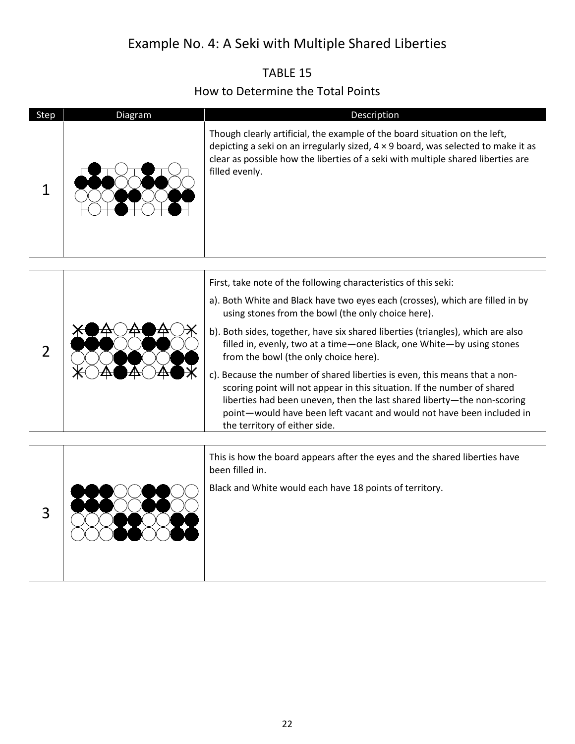# Example No. 4: A Seki with Multiple Shared Liberties

TABLE 15

How to Determine the Total Points

| Step | Diagram | Description |
|---|---|---|
| 1 | | Though clearly artificial, the example of the board situation on the left, depicting a seki on an irregularly sized, 4 × 9 board, was selected to make it as clear as possible how the liberties of a seki with multiple shared liberties are filled evenly. |
| 2 | | First, take note of the following characteristics of this seki: <br> a). Both White and Black have two eyes each (crosses), which are filled in by using stones from the bowl (the only choice here). <br> b). Both sides, together, have six shared liberties (triangles), which are also filled in, evenly, two at a time—one Black, one White—by using stones from the bowl (the only choice here). <br> c). Because the number of shared liberties is even, this means that a non-scoring point will not appear in this situation. If the number of shared liberties had been uneven, then the last shared liberty—the non-scoring point—would have been left vacant and would not have been included in the territory of either side. |
| 3 | | This is how the board appears after the eyes and the shared liberties have been filled in. <br> Black and White would each have 18 points of territory. |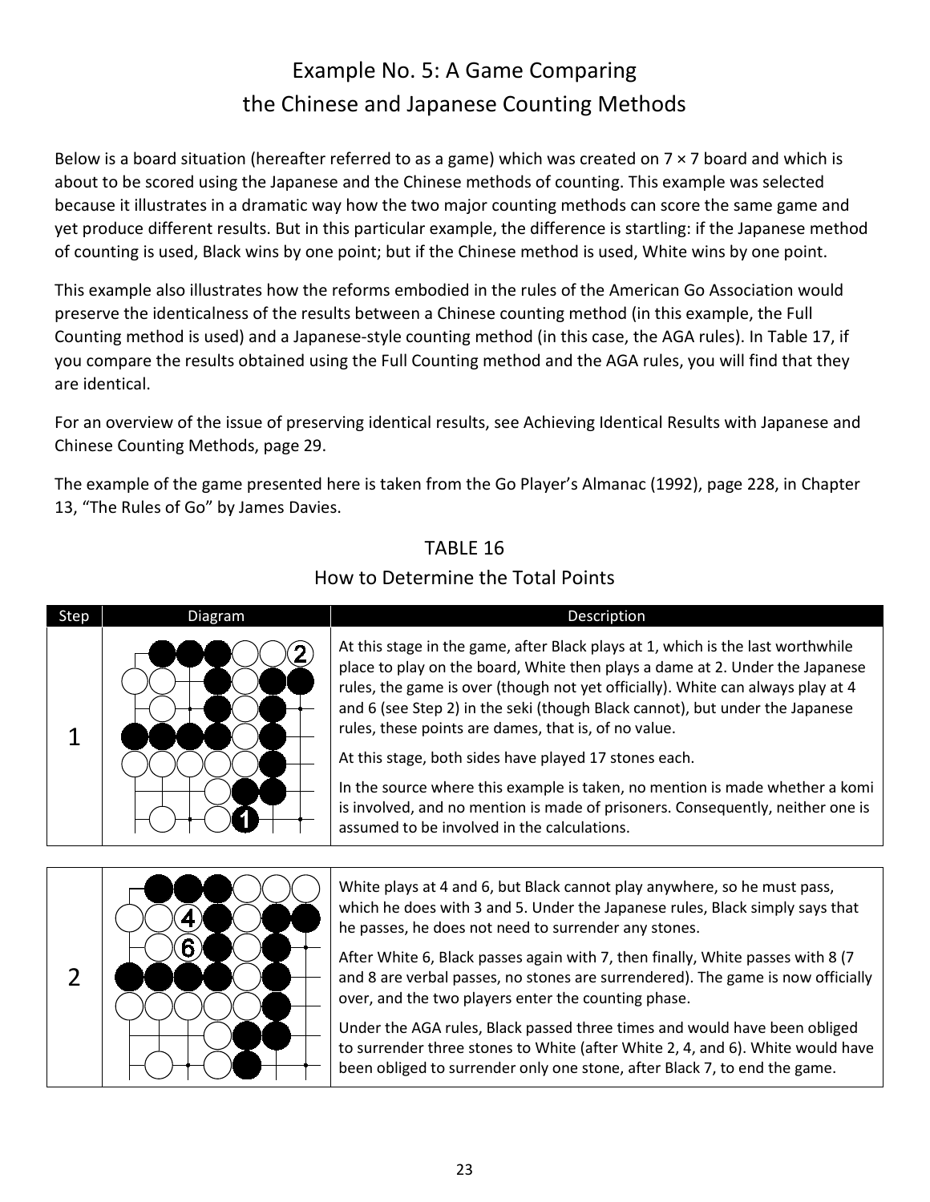# Example No. 5: A Game Comparing the Chinese and Japanese Counting Methods

Below is a board situation (hereafter referred to as a game) which was created on 7 × 7 board and which is about to be scored using the Japanese and the Chinese methods of counting. This example was selected because it illustrates in a dramatic way how the two major counting methods can score the same game and yet produce different results. But in this particular example, the difference is startling: if the Japanese method of counting is used, Black wins by one point; but if the Chinese method is used, White wins by one point.

This example also illustrates how the reforms embodied in the rules of the American Go Association would preserve the identicalness of the results between a Chinese counting method (in this example, the Full Counting method is used) and a Japanese-style counting method (in this case, the AGA rules). In Table 17, if you compare the results obtained using the Full Counting method and the AGA rules, you will find that they are identical.

For an overview of the issue of preserving identical results, see Achieving Identical Results with Japanese and Chinese Counting Methods, page 29.

The example of the game presented here is taken from the Go Player's Almanac (1992), page 228, in Chapter 13, "The Rules of Go" by James Davies.

TABLE 16

How to Determine the Total Points

| Step | Diagram | Description |
|---|---|---|
| 1 | | At this stage in the game, after Black plays at 1, which is the last worthwhile place to play on the board, White then plays a dame at 2. Under the Japanese rules, the game is over (though not yet officially). White can always play at 4 and 6 (see Step 2) in the seki (though Black cannot), but under the Japanese rules, these points are dames, that is, of no value.<br><br>At this stage, both sides have played 17 stones each.<br><br>In the source where this example is taken, no mention is made whether a komi is involved, and no mention is made of prisoners. Consequently, neither one is assumed to be involved in the calculations. |
| 2 | | White plays at 4 and 6, but Black cannot play anywhere, so he must pass, which he does with 3 and 5. Under the Japanese rules, Black simply says that he passes, he does not need to surrender any stones.<br><br>After White 6, Black passes again with 7, then finally, White passes with 8 (7 and 8 are verbal passes, no stones are surrendered). The game is now officially over, and the two players enter the counting phase.<br><br>Under the AGA rules, Black passed three times and would have been obliged to surrender three stones to White (after White 2, 4, and 6). White would have been obliged to surrender only one stone, after Black 7, to end the game. |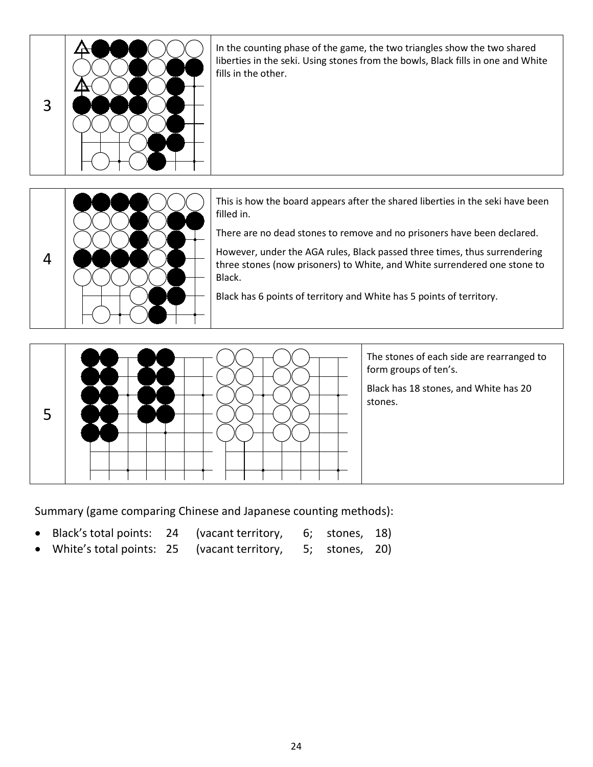| | | |
|---|---|---|
| 3 | | In the counting phase of the game, the two triangles show the two shared liberties in the seki. Using stones from the bowls, Black fills in one and White fills in the other. |
| 4 | | This is how the board appears after the shared liberties in the seki have been filled in.<br><br>There are no dead stones to remove and no prisoners have been declared.<br><br>However, under the AGA rules, Black passed three times, thus surrendering three stones (now prisoners) to White, and White surrendered one stone to Black.<br><br>Black has 6 points of territory and White has 5 points of territory. |
| 5 | | The stones of each side are rearranged to form groups of ten's.<br><br>Black has 18 stones, and White has 20 stones. |

Summary (game comparing Chinese and Japanese counting methods):

- Black's total points: 24 (vacant territory, 6; stones, 18)
- White's total points: 25 (vacant territory, 5; stones, 20)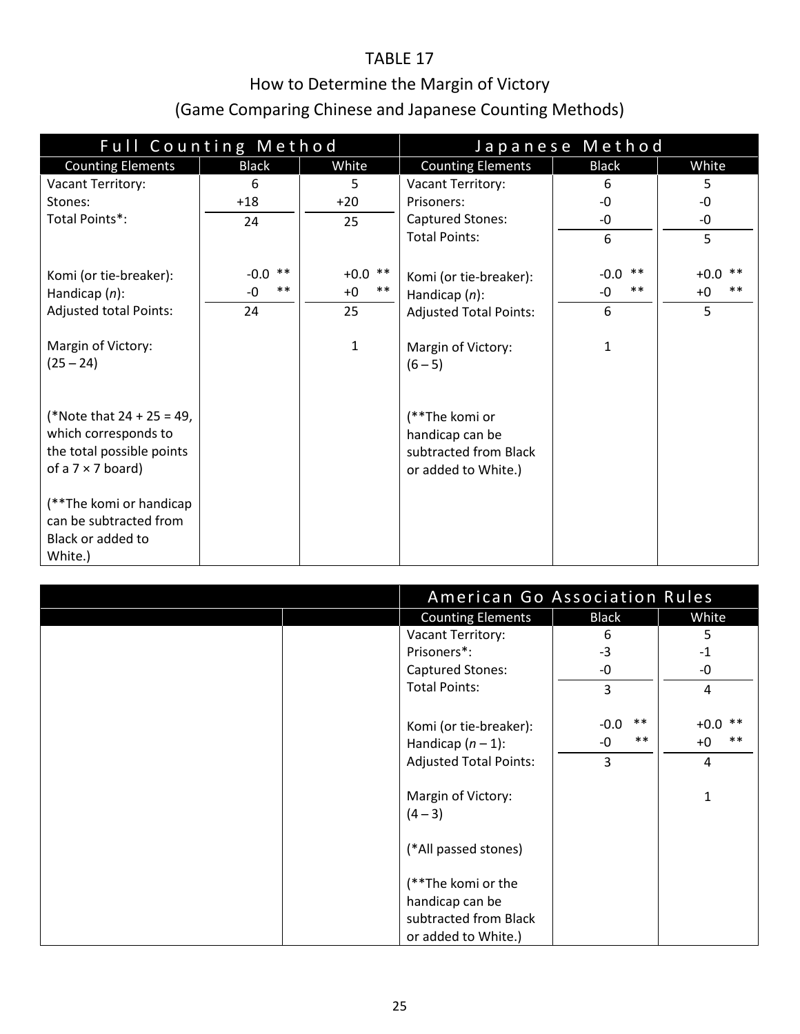TABLE 17

How to Determine the Margin of Victory

(Game Comparing Chinese and Japanese Counting Methods)

| Full Counting Method | | | Japanese Method | | |
|---|---|---|---|---|---|
| Counting Elements | Black | White | Counting Elements | Black | White |
| Vacant Territory: | 6 | 5 | Vacant Territory: | 6 | 5 |
| Stones: | +18 | +20 | Prisoners: | -0 | -0 |
| Total Points*: | 24 | 25 | Captured Stones: | -0 | -0 |
| | | | Total Points: | 6 | 5 |
| Komi (or tie-breaker): | -0.0 ** | +0.0 ** | Komi (or tie-breaker): | -0.0 ** | +0.0 ** |
| Handicap ($n$): | -0 ** | +0 ** | Handicap ($n$): | -0 ** | +0 ** |
| Adjusted total Points: | 24 | 25 | Adjusted Total Points: | 6 | 5 |
| Margin of Victory: (25 – 24) | | 1 | Margin of Victory: (6 – 5) | 1 | |
| (*Note that 24 + 25 = 49, which corresponds to the total possible points of a 7 × 7 board) | | | (**The komi or handicap can be subtracted from Black or added to White.) | | |
| (**The komi or handicap can be subtracted from Black or added to White.) | | | | | |

| American Go Association Rules | | |
|---|---|---|
| Counting Elements | Black | White |
| Vacant Territory: | 6 | 5 |
| Prisoners*: | -3 | -1 |
| Captured Stones: | -0 | -0 |
| Total Points: | 3 | 4 |
| Komi (or tie-breaker): | -0.0 ** | +0.0 ** |
| Handicap ($n - 1$): | -0 ** | +0 ** |
| Adjusted Total Points: | 3 | 4 |
| Margin of Victory: (4 – 3) | | 1 |
| (*All passed stones) | | |
| (**The komi or the handicap can be subtracted from Black or added to White.) | | |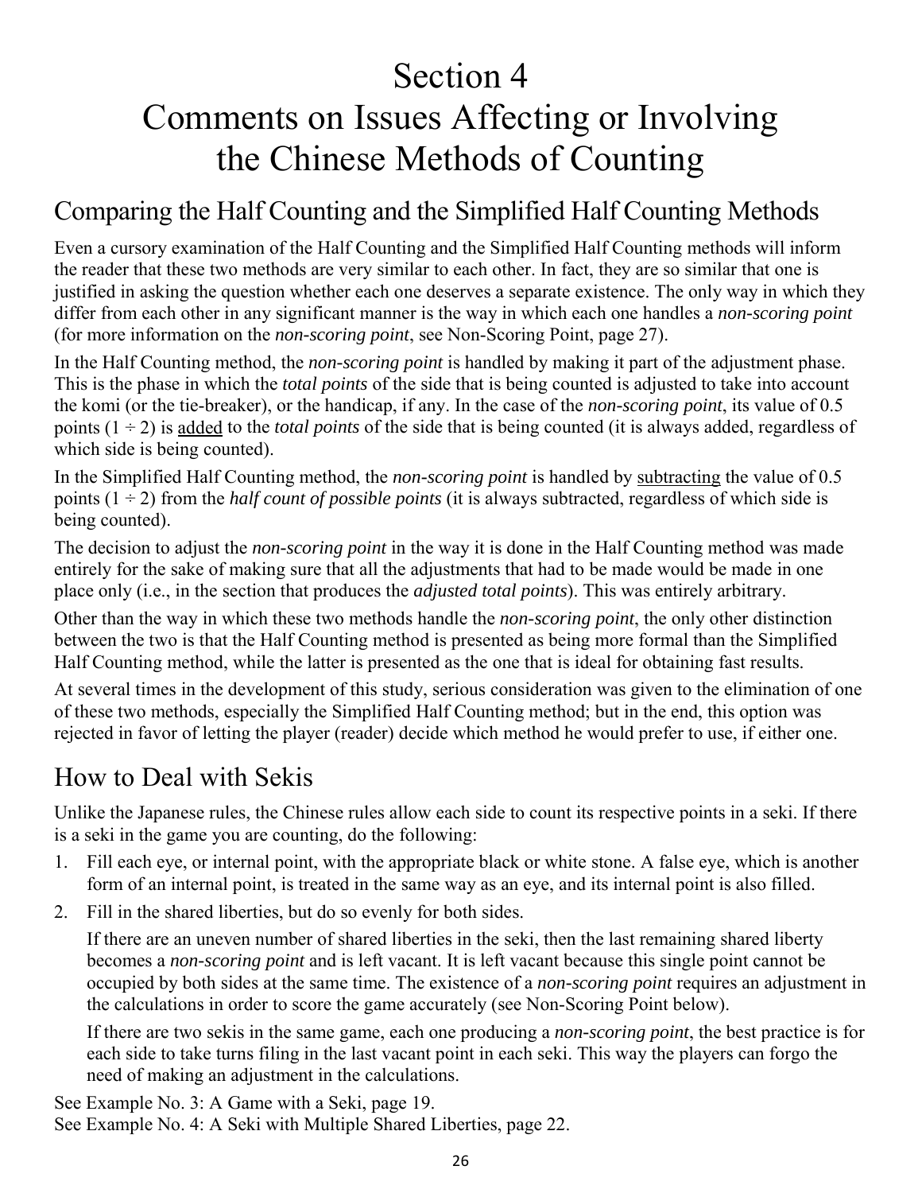# Section 4
# Comments on Issues Affecting or Involving the Chinese Methods of Counting

## Comparing the Half Counting and the Simplified Half Counting Methods

Even a cursory examination of the Half Counting and the Simplified Half Counting methods will inform the reader that these two methods are very similar to each other. In fact, they are so similar that one is justified in asking the question whether each one deserves a separate existence. The only way in which they differ from each other in any significant manner is the way in which each one handles a *non-scoring point* (for more information on the *non-scoring point*, see Non-Scoring Point, page 27).

In the Half Counting method, the *non-scoring point* is handled by making it part of the adjustment phase. This is the phase in which the *total points* of the side that is being counted is adjusted to take into account the komi (or the tie-breaker), or the handicap, if any. In the case of the *non-scoring point*, its value of 0.5 points (1 ÷ 2) is added to the *total points* of the side that is being counted (it is always added, regardless of which side is being counted).

In the Simplified Half Counting method, the *non-scoring point* is handled by subtracting the value of 0.5 points (1 ÷ 2) from the *half count of possible points* (it is always subtracted, regardless of which side is being counted).

The decision to adjust the *non-scoring point* in the way it is done in the Half Counting method was made entirely for the sake of making sure that all the adjustments that had to be made would be made in one place only (i.e., in the section that produces the *adjusted total points*). This was entirely arbitrary.

Other than the way in which these two methods handle the *non-scoring point*, the only other distinction between the two is that the Half Counting method is presented as being more formal than the Simplified Half Counting method, while the latter is presented as the one that is ideal for obtaining fast results.

At several times in the development of this study, serious consideration was given to the elimination of one of these two methods, especially the Simplified Half Counting method; but in the end, this option was rejected in favor of letting the player (reader) decide which method he would prefer to use, if either one.

## How to Deal with Sekis

Unlike the Japanese rules, the Chinese rules allow each side to count its respective points in a seki. If there is a seki in the game you are counting, do the following:

1. Fill each eye, or internal point, with the appropriate black or white stone. A false eye, which is another form of an internal point, is treated in the same way as an eye, and its internal point is also filled.
2. Fill in the shared liberties, but do so evenly for both sides.

   If there are an uneven number of shared liberties in the seki, then the last remaining shared liberty becomes a *non-scoring point* and is left vacant. It is left vacant because this single point cannot be occupied by both sides at the same time. The existence of a *non-scoring point* requires an adjustment in the calculations in order to score the game accurately (see Non-Scoring Point below).

   If there are two sekis in the same game, each one producing a *non-scoring point*, the best practice is for each side to take turns filing in the last vacant point in each seki. This way the players can forgo the need of making an adjustment in the calculations.

See Example No. 3: A Game with a Seki, page 19.
See Example No. 4: A Seki with Multiple Shared Liberties, page 22.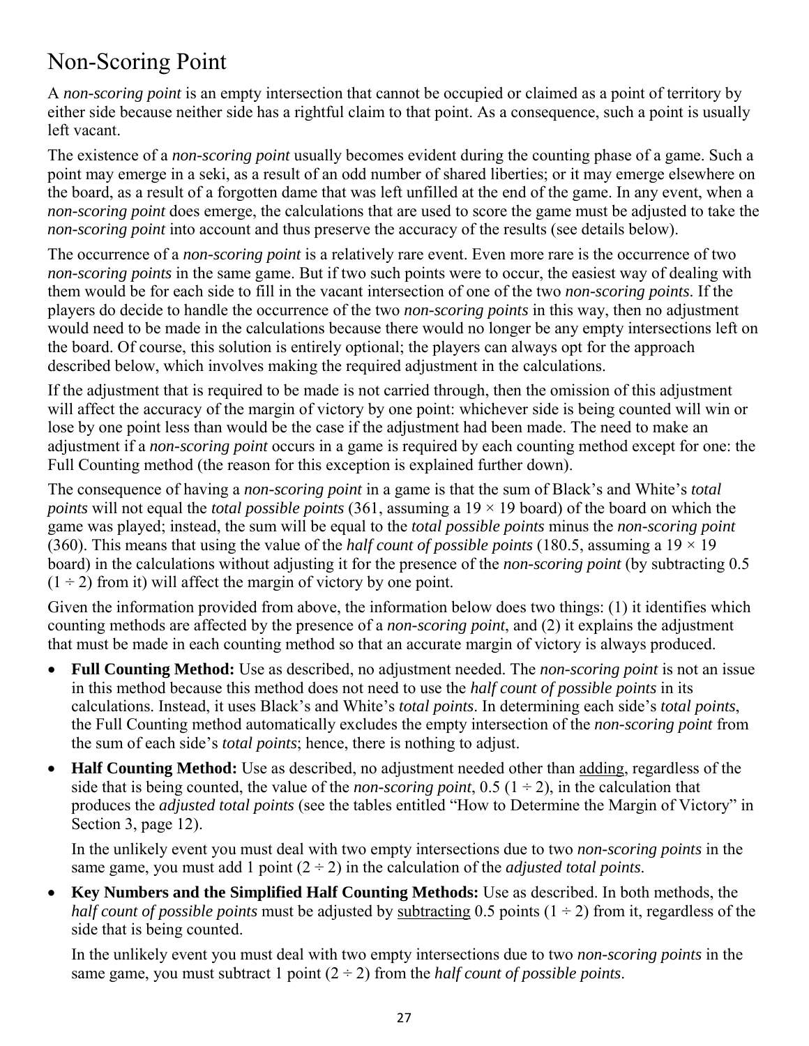# Non-Scoring Point

A *non-scoring point* is an empty intersection that cannot be occupied or claimed as a point of territory by either side because neither side has a rightful claim to that point. As a consequence, such a point is usually left vacant.

The existence of a *non-scoring point* usually becomes evident during the counting phase of a game. Such a point may emerge in a seki, as a result of an odd number of shared liberties; or it may emerge elsewhere on the board, as a result of a forgotten dame that was left unfilled at the end of the game. In any event, when a *non-scoring point* does emerge, the calculations that are used to score the game must be adjusted to take the *non-scoring point* into account and thus preserve the accuracy of the results (see details below).

The occurrence of a *non-scoring point* is a relatively rare event. Even more rare is the occurrence of two *non-scoring points* in the same game. But if two such points were to occur, the easiest way of dealing with them would be for each side to fill in the vacant intersection of one of the two *non-scoring points*. If the players do decide to handle the occurrence of the two *non-scoring points* in this way, then no adjustment would need to be made in the calculations because there would no longer be any empty intersections left on the board. Of course, this solution is entirely optional; the players can always opt for the approach described below, which involves making the required adjustment in the calculations.

If the adjustment that is required to be made is not carried through, then the omission of this adjustment will affect the accuracy of the margin of victory by one point: whichever side is being counted will win or lose by one point less than would be the case if the adjustment had been made. The need to make an adjustment if a *non-scoring point* occurs in a game is required by each counting method except for one: the Full Counting method (the reason for this exception is explained further down).

The consequence of having a *non-scoring point* in a game is that the sum of Black's and White's *total points* will not equal the *total possible points* (361, assuming a 19 × 19 board) of the board on which the game was played; instead, the sum will be equal to the *total possible points* minus the *non-scoring point* (360). This means that using the value of the *half count of possible points* (180.5, assuming a 19 × 19 board) in the calculations without adjusting it for the presence of the *non-scoring point* (by subtracting 0.5 (1 ÷ 2) from it) will affect the margin of victory by one point.

Given the information provided from above, the information below does two things: (1) it identifies which counting methods are affected by the presence of a *non-scoring point*, and (2) it explains the adjustment that must be made in each counting method so that an accurate margin of victory is always produced.

- **Full Counting Method:** Use as described, no adjustment needed. The *non-scoring point* is not an issue in this method because this method does not need to use the *half count of possible points* in its calculations. Instead, it uses Black's and White's *total points*. In determining each side's *total points*, the Full Counting method automatically excludes the empty intersection of the *non-scoring point* from the sum of each side's *total points*; hence, there is nothing to adjust.
- **Half Counting Method:** Use as described, no adjustment needed other than adding, regardless of the side that is being counted, the value of the *non-scoring point*, 0.5 (1 ÷ 2), in the calculation that produces the *adjusted total points* (see the tables entitled "How to Determine the Margin of Victory" in Section 3, page 12).

  In the unlikely event you must deal with two empty intersections due to two *non-scoring points* in the same game, you must add 1 point (2 ÷ 2) in the calculation of the *adjusted total points*.
- **Key Numbers and the Simplified Half Counting Methods:** Use as described. In both methods, the *half count of possible points* must be adjusted by subtracting 0.5 points (1 ÷ 2) from it, regardless of the side that is being counted.

  In the unlikely event you must deal with two empty intersections due to two *non-scoring points* in the same game, you must subtract 1 point (2 ÷ 2) from the *half count of possible points*.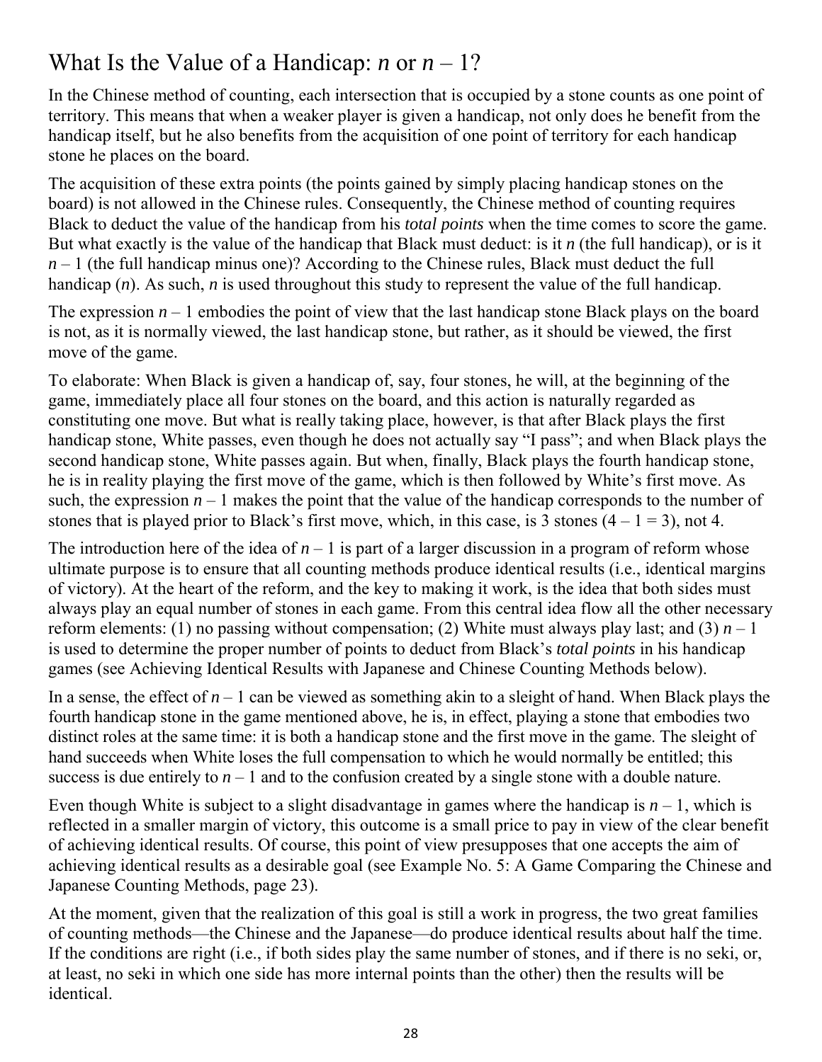## What Is the Value of a Handicap: $n$ or $n - 1$?

In the Chinese method of counting, each intersection that is occupied by a stone counts as one point of territory. This means that when a weaker player is given a handicap, not only does he benefit from the handicap itself, but he also benefits from the acquisition of one point of territory for each handicap stone he places on the board.

The acquisition of these extra points (the points gained by simply placing handicap stones on the board) is not allowed in the Chinese rules. Consequently, the Chinese method of counting requires Black to deduct the value of the handicap from his *total points* when the time comes to score the game. But what exactly is the value of the handicap that Black must deduct: is it $n$ (the full handicap), or is it $n - 1$ (the full handicap minus one)? According to the Chinese rules, Black must deduct the full handicap ($n$). As such, $n$ is used throughout this study to represent the value of the full handicap.

The expression $n - 1$ embodies the point of view that the last handicap stone Black plays on the board is not, as it is normally viewed, the last handicap stone, but rather, as it should be viewed, the first move of the game.

To elaborate: When Black is given a handicap of, say, four stones, he will, at the beginning of the game, immediately place all four stones on the board, and this action is naturally regarded as constituting one move. But what is really taking place, however, is that after Black plays the first handicap stone, White passes, even though he does not actually say "I pass"; and when Black plays the second handicap stone, White passes again. But when, finally, Black plays the fourth handicap stone, he is in reality playing the first move of the game, which is then followed by White's first move. As such, the expression $n - 1$ makes the point that the value of the handicap corresponds to the number of stones that is played prior to Black's first move, which, in this case, is 3 stones ($4 - 1 = 3$), not 4.

The introduction here of the idea of $n - 1$ is part of a larger discussion in a program of reform whose ultimate purpose is to ensure that all counting methods produce identical results (i.e., identical margins of victory). At the heart of the reform, and the key to making it work, is the idea that both sides must always play an equal number of stones in each game. From this central idea flow all the other necessary reform elements: (1) no passing without compensation; (2) White must always play last; and (3) $n - 1$ is used to determine the proper number of points to deduct from Black's *total points* in his handicap games (see Achieving Identical Results with Japanese and Chinese Counting Methods below).

In a sense, the effect of $n - 1$ can be viewed as something akin to a sleight of hand. When Black plays the fourth handicap stone in the game mentioned above, he is, in effect, playing a stone that embodies two distinct roles at the same time: it is both a handicap stone and the first move in the game. The sleight of hand succeeds when White loses the full compensation to which he would normally be entitled; this success is due entirely to $n - 1$ and to the confusion created by a single stone with a double nature.

Even though White is subject to a slight disadvantage in games where the handicap is $n - 1$, which is reflected in a smaller margin of victory, this outcome is a small price to pay in view of the clear benefit of achieving identical results. Of course, this point of view presupposes that one accepts the aim of achieving identical results as a desirable goal (see Example No. 5: A Game Comparing the Chinese and Japanese Counting Methods, page 23).

At the moment, given that the realization of this goal is still a work in progress, the two great families of counting methods—the Chinese and the Japanese—do produce identical results about half the time. If the conditions are right (i.e., if both sides play the same number of stones, and if there is no seki, or, at least, no seki in which one side has more internal points than the other) then the results will be identical.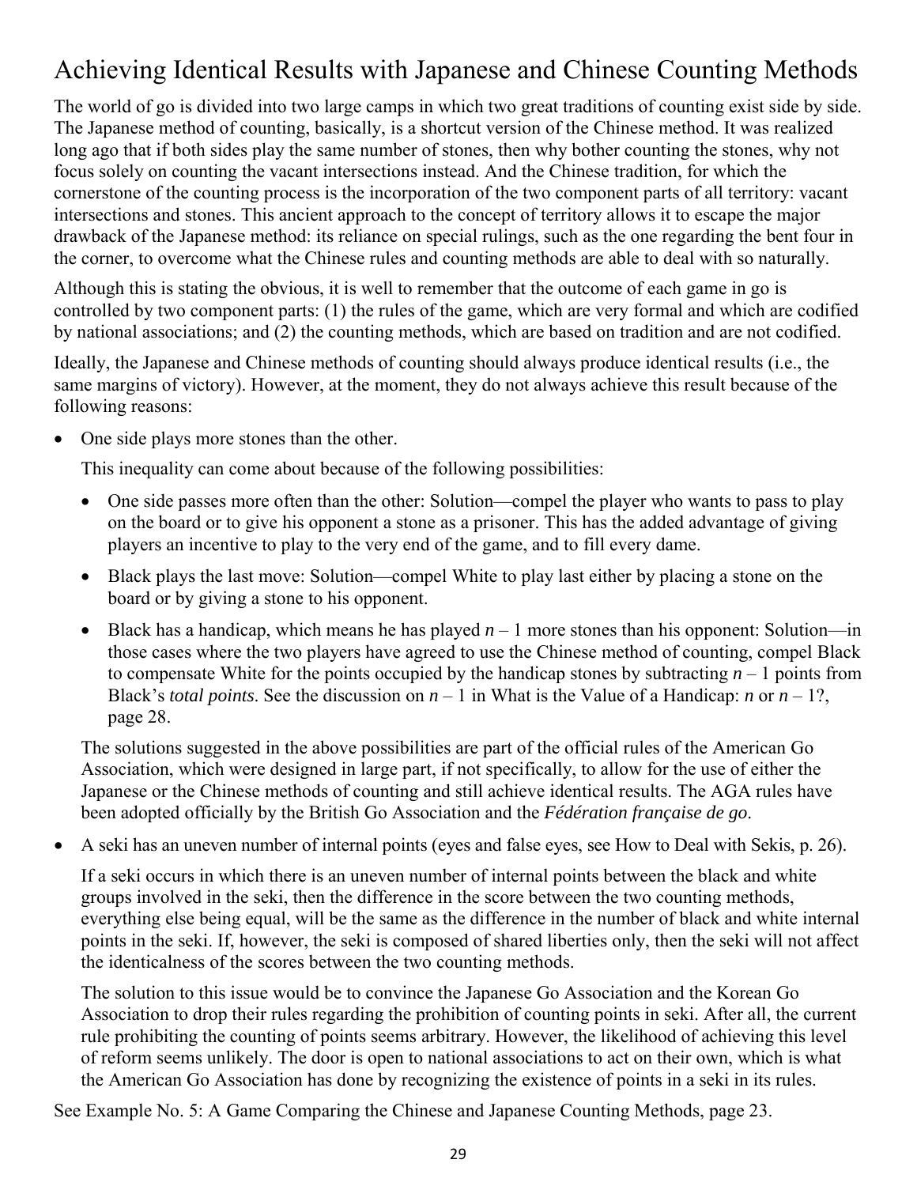# Achieving Identical Results with Japanese and Chinese Counting Methods

The world of go is divided into two large camps in which two great traditions of counting exist side by side. The Japanese method of counting, basically, is a shortcut version of the Chinese method. It was realized long ago that if both sides play the same number of stones, then why bother counting the stones, why not focus solely on counting the vacant intersections instead. And the Chinese tradition, for which the cornerstone of the counting process is the incorporation of the two component parts of all territory: vacant intersections and stones. This ancient approach to the concept of territory allows it to escape the major drawback of the Japanese method: its reliance on special rulings, such as the one regarding the bent four in the corner, to overcome what the Chinese rules and counting methods are able to deal with so naturally.

Although this is stating the obvious, it is well to remember that the outcome of each game in go is controlled by two component parts: (1) the rules of the game, which are very formal and which are codified by national associations; and (2) the counting methods, which are based on tradition and are not codified.

Ideally, the Japanese and Chinese methods of counting should always produce identical results (i.e., the same margins of victory). However, at the moment, they do not always achieve this result because of the following reasons:

- One side plays more stones than the other.

  This inequality can come about because of the following possibilities:

  - One side passes more often than the other: Solution—compel the player who wants to pass to play on the board or to give his opponent a stone as a prisoner. This has the added advantage of giving players an incentive to play to the very end of the game, and to fill every dame.
  - Black plays the last move: Solution—compel White to play last either by placing a stone on the board or by giving a stone to his opponent.
  - Black has a handicap, which means he has played $n - 1$ more stones than his opponent: Solution—in those cases where the two players have agreed to use the Chinese method of counting, compel Black to compensate White for the points occupied by the handicap stones by subtracting $n - 1$ points from Black's *total points*. See the discussion on $n - 1$ in What is the Value of a Handicap: $n$ or $n - 1$?, page 28.

  The solutions suggested in the above possibilities are part of the official rules of the American Go Association, which were designed in large part, if not specifically, to allow for the use of either the Japanese or the Chinese methods of counting and still achieve identical results. The AGA rules have been adopted officially by the British Go Association and the *Fédération française de go*.

- A seki has an uneven number of internal points (eyes and false eyes, see How to Deal with Sekis, p. 26).

  If a seki occurs in which there is an uneven number of internal points between the black and white groups involved in the seki, then the difference in the score between the two counting methods, everything else being equal, will be the same as the difference in the number of black and white internal points in the seki. If, however, the seki is composed of shared liberties only, then the seki will not affect the identicalness of the scores between the two counting methods.

  The solution to this issue would be to convince the Japanese Go Association and the Korean Go Association to drop their rules regarding the prohibition of counting points in seki. After all, the current rule prohibiting the counting of points seems arbitrary. However, the likelihood of achieving this level of reform seems unlikely. The door is open to national associations to act on their own, which is what the American Go Association has done by recognizing the existence of points in a seki in its rules.

See Example No. 5: A Game Comparing the Chinese and Japanese Counting Methods, page 23.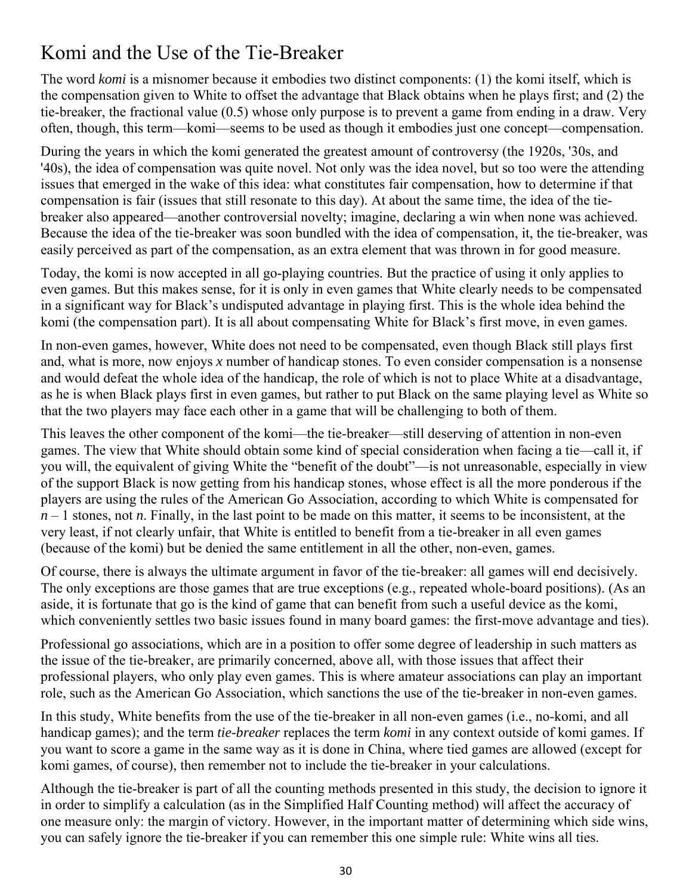# Komi and the Use of the Tie-Breaker

The word *komi* is a misnomer because it embodies two distinct components: (1) the komi itself, which is the compensation given to White to offset the advantage that Black obtains when he plays first; and (2) the tie-breaker, the fractional value (0.5) whose only purpose is to prevent a game from ending in a draw. Very often, though, this term—komi—seems to be used as though it embodies just one concept—compensation.

During the years in which the komi generated the greatest amount of controversy (the 1920s, '30s, and '40s), the idea of compensation was quite novel. Not only was the idea novel, but so too were the attending issues that emerged in the wake of this idea: what constitutes fair compensation, how to determine if that compensation is fair (issues that still resonate to this day). At about the same time, the idea of the tie-breaker also appeared—another controversial novelty; imagine, declaring a win when none was achieved. Because the idea of the tie-breaker was soon bundled with the idea of compensation, it, the tie-breaker, was easily perceived as part of the compensation, as an extra element that was thrown in for good measure.

Today, the komi is now accepted in all go-playing countries. But the practice of using it only applies to even games. But this makes sense, for it is only in even games that White clearly needs to be compensated in a significant way for Black's undisputed advantage in playing first. This is the whole idea behind the komi (the compensation part). It is all about compensating White for Black's first move, in even games.

In non-even games, however, White does not need to be compensated, even though Black still plays first and, what is more, now enjoys *x* number of handicap stones. To even consider compensation is a nonsense and would defeat the whole idea of the handicap, the role of which is not to place White at a disadvantage, as he is when Black plays first in even games, but rather to put Black on the same playing level as White so that the two players may face each other in a game that will be challenging to both of them.

This leaves the other component of the komi—the tie-breaker—still deserving of attention in non-even games. The view that White should obtain some kind of special consideration when facing a tie—call it, if you will, the equivalent of giving White the "benefit of the doubt"—is not unreasonable, especially in view of the support Black is now getting from his handicap stones, whose effect is all the more ponderous if the players are using the rules of the American Go Association, according to which White is compensated for $n - 1$ stones, not $n$. Finally, in the last point to be made on this matter, it seems to be inconsistent, at the very least, if not clearly unfair, that White is entitled to benefit from a tie-breaker in all even games (because of the komi) but be denied the same entitlement in all the other, non-even, games.

Of course, there is always the ultimate argument in favor of the tie-breaker: all games will end decisively. The only exceptions are those games that are true exceptions (e.g., repeated whole-board positions). (As an aside, it is fortunate that go is the kind of game that can benefit from such a useful device as the komi, which conveniently settles two basic issues found in many board games: the first-move advantage and ties).

Professional go associations, which are in a position to offer some degree of leadership in such matters as the issue of the tie-breaker, are primarily concerned, above all, with those issues that affect their professional players, who only play even games. This is where amateur associations can play an important role, such as the American Go Association, which sanctions the use of the tie-breaker in non-even games.

In this study, White benefits from the use of the tie-breaker in all non-even games (i.e., no-komi, and all handicap games); and the term *tie-breaker* replaces the term *komi* in any context outside of komi games. If you want to score a game in the same way as it is done in China, where tied games are allowed (except for komi games, of course), then remember not to include the tie-breaker in your calculations.

Although the tie-breaker is part of all the counting methods presented in this study, the decision to ignore it in order to simplify a calculation (as in the Simplified Half Counting method) will affect the accuracy of one measure only: the margin of victory. However, in the important matter of determining which side wins, you can safely ignore the tie-breaker if you can remember this one simple rule: White wins all ties.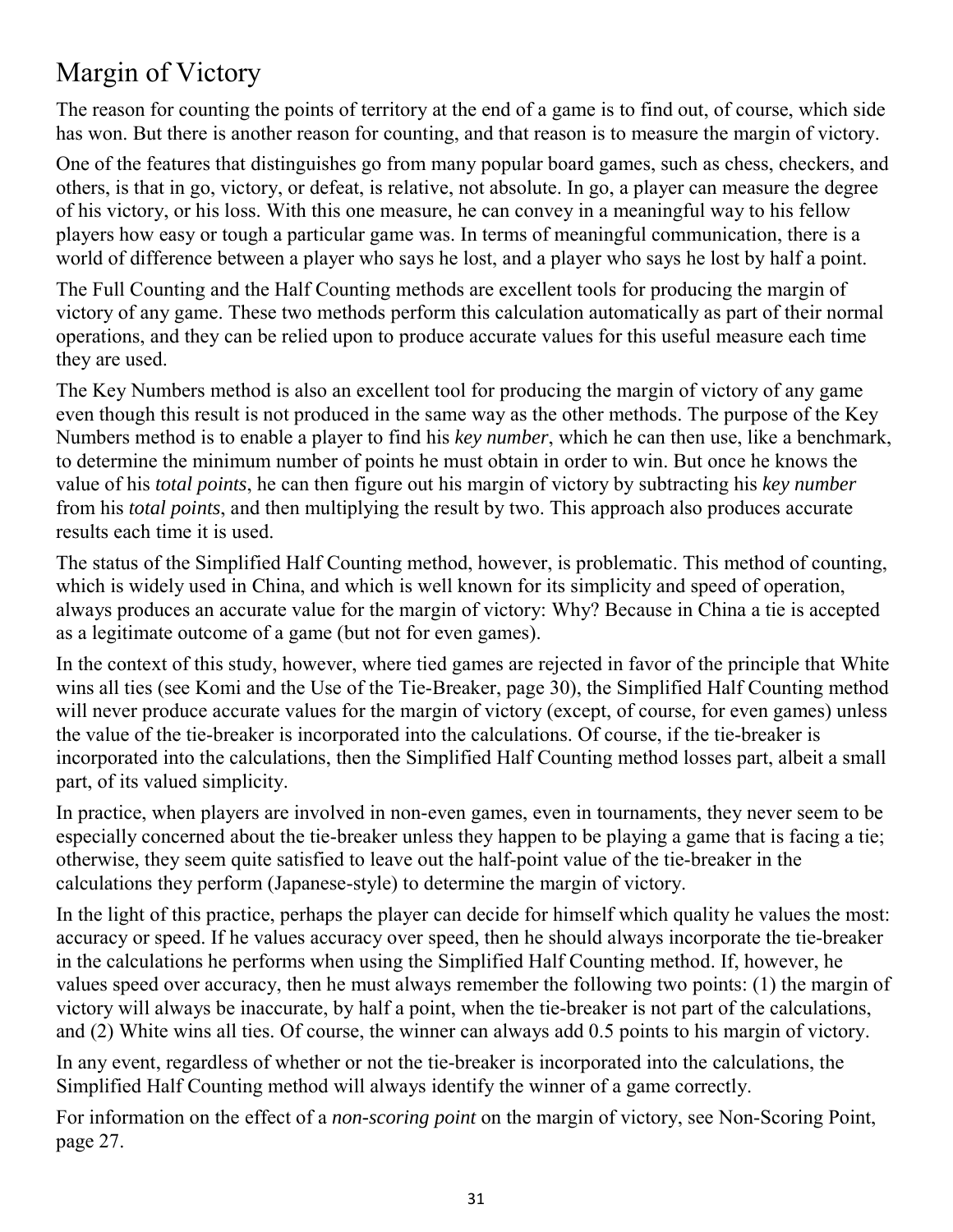# Margin of Victory

The reason for counting the points of territory at the end of a game is to find out, of course, which side has won. But there is another reason for counting, and that reason is to measure the margin of victory.

One of the features that distinguishes go from many popular board games, such as chess, checkers, and others, is that in go, victory, or defeat, is relative, not absolute. In go, a player can measure the degree of his victory, or his loss. With this one measure, he can convey in a meaningful way to his fellow players how easy or tough a particular game was. In terms of meaningful communication, there is a world of difference between a player who says he lost, and a player who says he lost by half a point.

The Full Counting and the Half Counting methods are excellent tools for producing the margin of victory of any game. These two methods perform this calculation automatically as part of their normal operations, and they can be relied upon to produce accurate values for this useful measure each time they are used.

The Key Numbers method is also an excellent tool for producing the margin of victory of any game even though this result is not produced in the same way as the other methods. The purpose of the Key Numbers method is to enable a player to find his *key number*, which he can then use, like a benchmark, to determine the minimum number of points he must obtain in order to win. But once he knows the value of his *total points*, he can then figure out his margin of victory by subtracting his *key number* from his *total points*, and then multiplying the result by two. This approach also produces accurate results each time it is used.

The status of the Simplified Half Counting method, however, is problematic. This method of counting, which is widely used in China, and which is well known for its simplicity and speed of operation, always produces an accurate value for the margin of victory: Why? Because in China a tie is accepted as a legitimate outcome of a game (but not for even games).

In the context of this study, however, where tied games are rejected in favor of the principle that White wins all ties (see Komi and the Use of the Tie-Breaker, page 30), the Simplified Half Counting method will never produce accurate values for the margin of victory (except, of course, for even games) unless the value of the tie-breaker is incorporated into the calculations. Of course, if the tie-breaker is incorporated into the calculations, then the Simplified Half Counting method losses part, albeit a small part, of its valued simplicity.

In practice, when players are involved in non-even games, even in tournaments, they never seem to be especially concerned about the tie-breaker unless they happen to be playing a game that is facing a tie; otherwise, they seem quite satisfied to leave out the half-point value of the tie-breaker in the calculations they perform (Japanese-style) to determine the margin of victory.

In the light of this practice, perhaps the player can decide for himself which quality he values the most: accuracy or speed. If he values accuracy over speed, then he should always incorporate the tie-breaker in the calculations he performs when using the Simplified Half Counting method. If, however, he values speed over accuracy, then he must always remember the following two points: (1) the margin of victory will always be inaccurate, by half a point, when the tie-breaker is not part of the calculations, and (2) White wins all ties. Of course, the winner can always add 0.5 points to his margin of victory.

In any event, regardless of whether or not the tie-breaker is incorporated into the calculations, the Simplified Half Counting method will always identify the winner of a game correctly.

For information on the effect of a *non-scoring point* on the margin of victory, see Non-Scoring Point, page 27.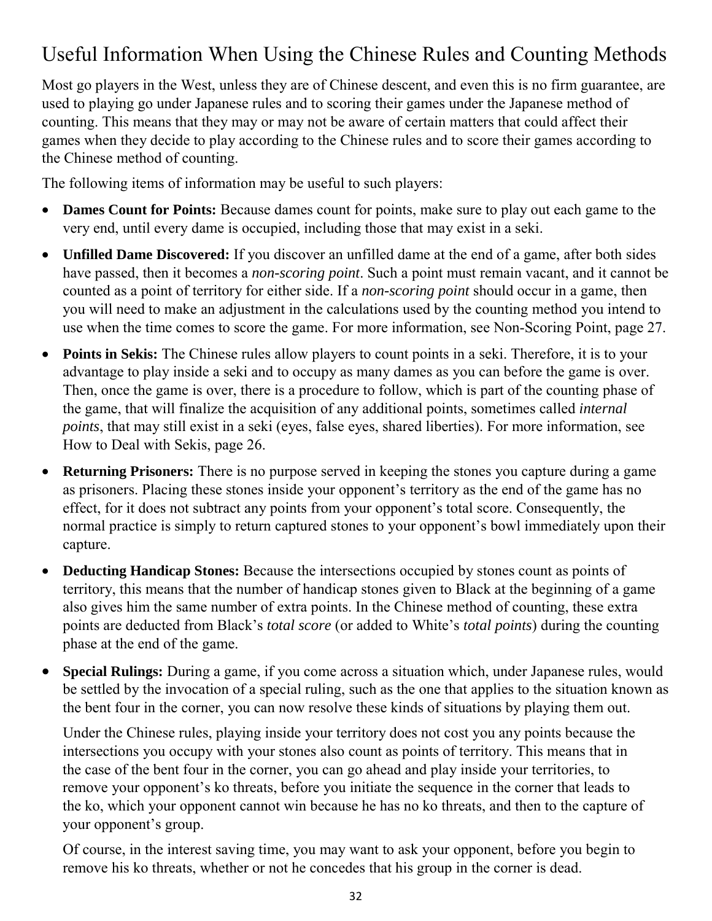## Useful Information When Using the Chinese Rules and Counting Methods

Most go players in the West, unless they are of Chinese descent, and even this is no firm guarantee, are used to playing go under Japanese rules and to scoring their games under the Japanese method of counting. This means that they may or may not be aware of certain matters that could affect their games when they decide to play according to the Chinese rules and to score their games according to the Chinese method of counting.

The following items of information may be useful to such players:

- **Dames Count for Points:** Because dames count for points, make sure to play out each game to the very end, until every dame is occupied, including those that may exist in a seki.
- **Unfilled Dame Discovered:** If you discover an unfilled dame at the end of a game, after both sides have passed, then it becomes a *non-scoring point*. Such a point must remain vacant, and it cannot be counted as a point of territory for either side. If a *non-scoring point* should occur in a game, then you will need to make an adjustment in the calculations used by the counting method you intend to use when the time comes to score the game. For more information, see Non-Scoring Point, page 27.
- **Points in Sekis:** The Chinese rules allow players to count points in a seki. Therefore, it is to your advantage to play inside a seki and to occupy as many dames as you can before the game is over. Then, once the game is over, there is a procedure to follow, which is part of the counting phase of the game, that will finalize the acquisition of any additional points, sometimes called *internal points*, that may still exist in a seki (eyes, false eyes, shared liberties). For more information, see How to Deal with Sekis, page 26.
- **Returning Prisoners:** There is no purpose served in keeping the stones you capture during a game as prisoners. Placing these stones inside your opponent's territory as the end of the game has no effect, for it does not subtract any points from your opponent's total score. Consequently, the normal practice is simply to return captured stones to your opponent's bowl immediately upon their capture.
- **Deducting Handicap Stones:** Because the intersections occupied by stones count as points of territory, this means that the number of handicap stones given to Black at the beginning of a game also gives him the same number of extra points. In the Chinese method of counting, these extra points are deducted from Black's *total score* (or added to White's *total points*) during the counting phase at the end of the game.
- **Special Rulings:** During a game, if you come across a situation which, under Japanese rules, would be settled by the invocation of a special ruling, such as the one that applies to the situation known as the bent four in the corner, you can now resolve these kinds of situations by playing them out.

  Under the Chinese rules, playing inside your territory does not cost you any points because the intersections you occupy with your stones also count as points of territory. This means that in the case of the bent four in the corner, you can go ahead and play inside your territories, to remove your opponent's ko threats, before you initiate the sequence in the corner that leads to the ko, which your opponent cannot win because he has no ko threats, and then to the capture of your opponent's group.

  Of course, in the interest saving time, you may want to ask your opponent, before you begin to remove his ko threats, whether or not he concedes that his group in the corner is dead.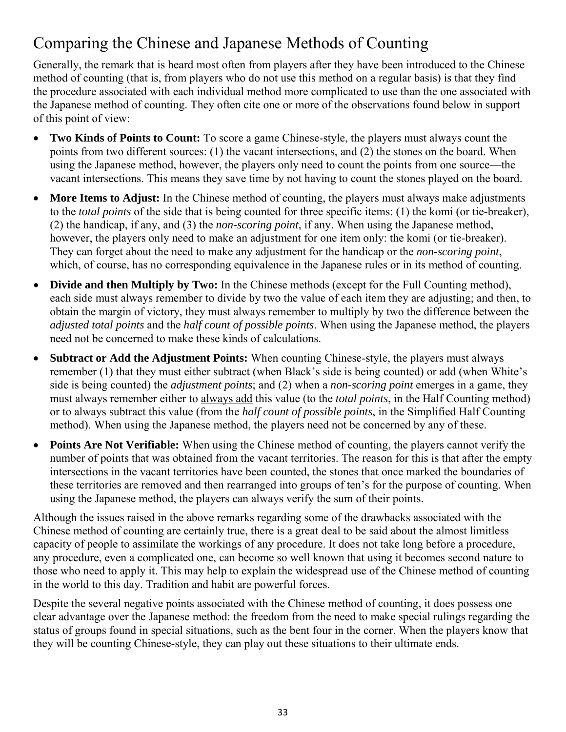## Comparing the Chinese and Japanese Methods of Counting

Generally, the remark that is heard most often from players after they have been introduced to the Chinese method of counting (that is, from players who do not use this method on a regular basis) is that they find the procedure associated with each individual method more complicated to use than the one associated with the Japanese method of counting. They often cite one or more of the observations found below in support of this point of view:

- **Two Kinds of Points to Count:** To score a game Chinese-style, the players must always count the points from two different sources: (1) the vacant intersections, and (2) the stones on the board. When using the Japanese method, however, the players only need to count the points from one source—the vacant intersections. This means they save time by not having to count the stones played on the board.
- **More Items to Adjust:** In the Chinese method of counting, the players must always make adjustments to the *total points* of the side that is being counted for three specific items: (1) the komi (or tie-breaker), (2) the handicap, if any, and (3) the *non-scoring point*, if any. When using the Japanese method, however, the players only need to make an adjustment for one item only: the komi (or tie-breaker). They can forget about the need to make any adjustment for the handicap or the *non-scoring point*, which, of course, has no corresponding equivalence in the Japanese rules or in its method of counting.
- **Divide and then Multiply by Two:** In the Chinese methods (except for the Full Counting method), each side must always remember to divide by two the value of each item they are adjusting; and then, to obtain the margin of victory, they must always remember to multiply by two the difference between the *adjusted total points* and the *half count of possible points*. When using the Japanese method, the players need not be concerned to make these kinds of calculations.
- **Subtract or Add the Adjustment Points:** When counting Chinese-style, the players must always remember (1) that they must either <u>subtract</u> (when Black's side is being counted) or <u>add</u> (when White's side is being counted) the *adjustment points*; and (2) when a *non-scoring point* emerges in a game, they must always remember either to <u>always add</u> this value (to the *total points*, in the Half Counting method) or to <u>always subtract</u> this value (from the *half count of possible points*, in the Simplified Half Counting method). When using the Japanese method, the players need not be concerned by any of these.
- **Points Are Not Verifiable:** When using the Chinese method of counting, the players cannot verify the number of points that was obtained from the vacant territories. The reason for this is that after the empty intersections in the vacant territories have been counted, the stones that once marked the boundaries of these territories are removed and then rearranged into groups of ten's for the purpose of counting. When using the Japanese method, the players can always verify the sum of their points.

Although the issues raised in the above remarks regarding some of the drawbacks associated with the Chinese method of counting are certainly true, there is a great deal to be said about the almost limitless capacity of people to assimilate the workings of any procedure. It does not take long before a procedure, any procedure, even a complicated one, can become so well known that using it becomes second nature to those who need to apply it. This may help to explain the widespread use of the Chinese method of counting in the world to this day. Tradition and habit are powerful forces.

Despite the several negative points associated with the Chinese method of counting, it does possess one clear advantage over the Japanese method: the freedom from the need to make special rulings regarding the status of groups found in special situations, such as the bent four in the corner. When the players know that they will be counting Chinese-style, they can play out these situations to their ultimate ends.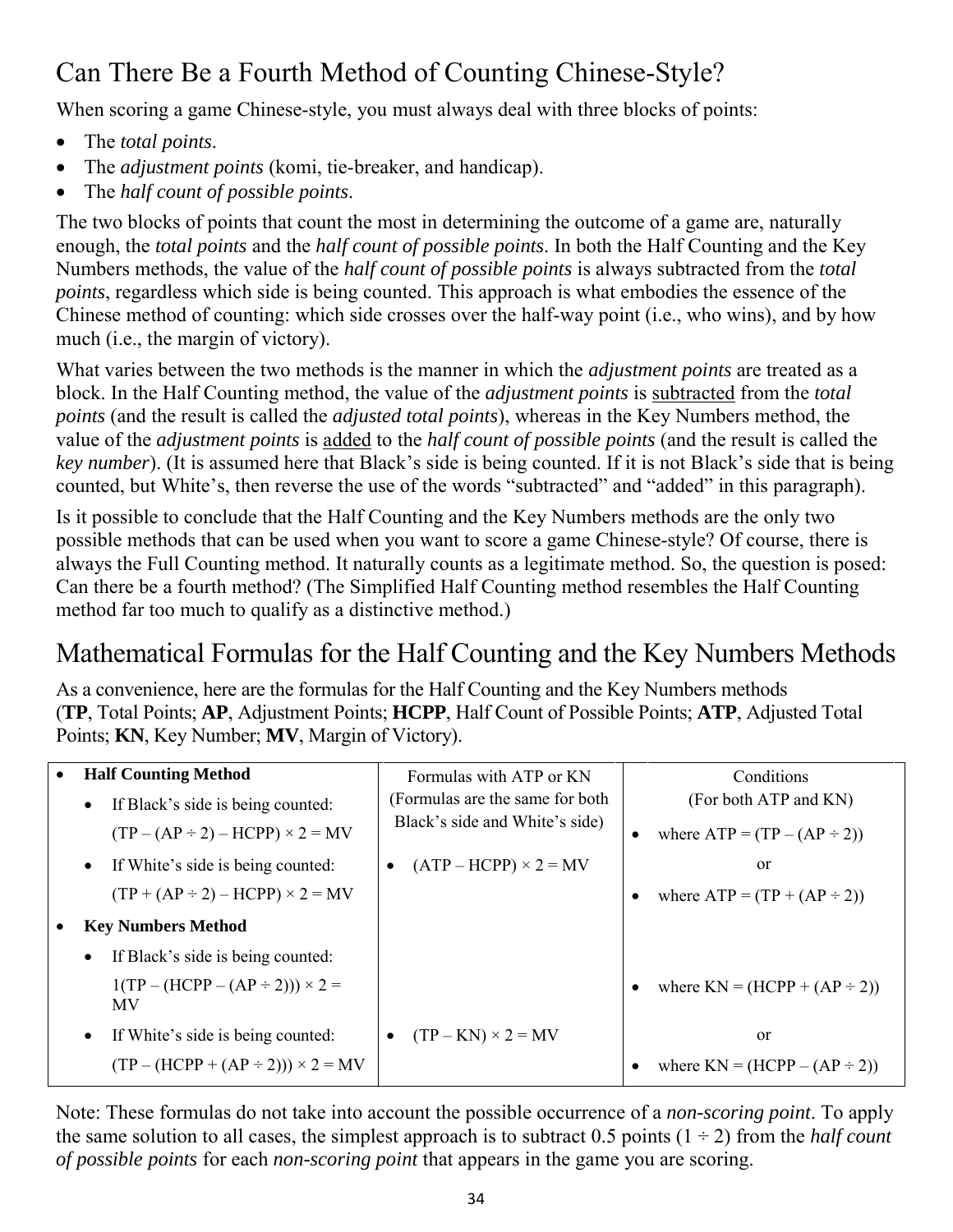## Can There Be a Fourth Method of Counting Chinese-Style?

When scoring a game Chinese-style, you must always deal with three blocks of points:

- The *total points*.
- The *adjustment points* (komi, tie-breaker, and handicap).
- The *half count of possible points*.

The two blocks of points that count the most in determining the outcome of a game are, naturally enough, the *total points* and the *half count of possible points*. In both the Half Counting and the Key Numbers methods, the value of the *half count of possible points* is always subtracted from the *total points*, regardless which side is being counted. This approach is what embodies the essence of the Chinese method of counting: which side crosses over the half-way point (i.e., who wins), and by how much (i.e., the margin of victory).

What varies between the two methods is the manner in which the *adjustment points* are treated as a block. In the Half Counting method, the value of the *adjustment points* is subtracted from the *total points* (and the result is called the *adjusted total points*), whereas in the Key Numbers method, the value of the *adjustment points* is added to the *half count of possible points* (and the result is called the *key number*). (It is assumed here that Black's side is being counted. If it is not Black's side that is being counted, but White's, then reverse the use of the words "subtracted" and "added" in this paragraph).

Is it possible to conclude that the Half Counting and the Key Numbers methods are the only two possible methods that can be used when you want to score a game Chinese-style? Of course, there is always the Full Counting method. It naturally counts as a legitimate method. So, the question is posed: Can there be a fourth method? (The Simplified Half Counting method resembles the Half Counting method far too much to qualify as a distinctive method.)

## Mathematical Formulas for the Half Counting and the Key Numbers Methods

As a convenience, here are the formulas for the Half Counting and the Key Numbers methods (**TP**, Total Points; **AP**, Adjustment Points; **HCPP**, Half Count of Possible Points; **ATP**, Adjusted Total Points; **KN**, Key Number; **MV**, Margin of Victory).

| | Formulas with ATP or KN (Formulas are the same for both Black's side and White's side) | Conditions (For both ATP and KN) |
|---|---|---|
| • **Half Counting Method** | | |
| • If Black's side is being counted: (TP – (AP ÷ 2) – HCPP) × 2 = MV | | • where ATP = (TP – (AP ÷ 2)) |
| • If White's side is being counted: (TP + (AP ÷ 2) – HCPP) × 2 = MV | • (ATP – HCPP) × 2 = MV | or<br>• where ATP = (TP + (AP ÷ 2)) |
| • **Key Numbers Method** | | |
| • If Black's side is being counted: 1(TP – (HCPP – (AP ÷ 2))) × 2 = MV | | • where KN = (HCPP + (AP ÷ 2)) |
| • If White's side is being counted: (TP – (HCPP + (AP ÷ 2))) × 2 = MV | • (TP – KN) × 2 = MV | or<br>• where KN = (HCPP – (AP ÷ 2)) |

Note: These formulas do not take into account the possible occurrence of a *non-scoring point*. To apply the same solution to all cases, the simplest approach is to subtract 0.5 points (1 ÷ 2) from the *half count of possible points* for each *non-scoring point* that appears in the game you are scoring.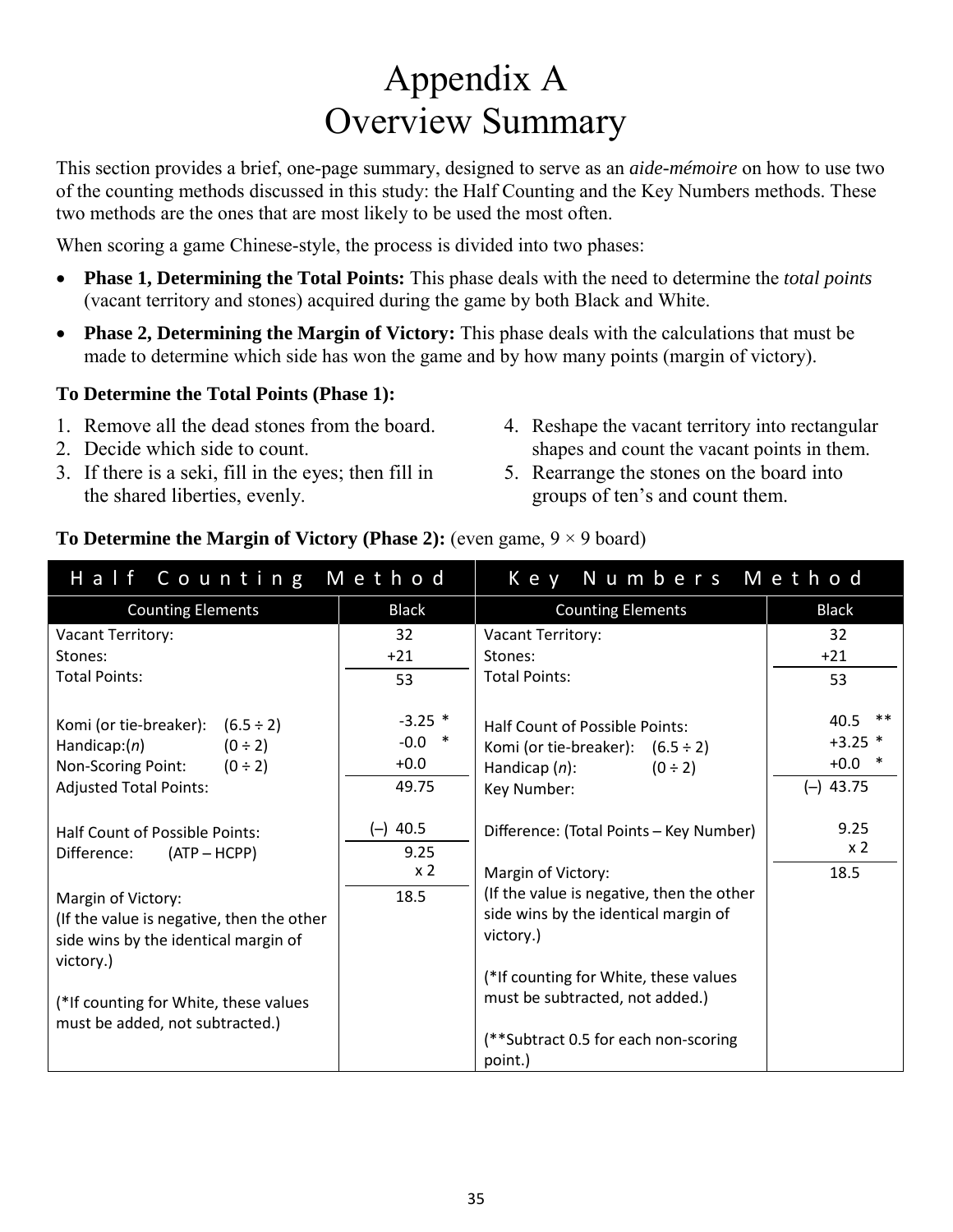# Appendix A
# Overview Summary

This section provides a brief, one-page summary, designed to serve as an *aide-mémoire* on how to use two of the counting methods discussed in this study: the Half Counting and the Key Numbers methods. These two methods are the ones that are most likely to be used the most often.

When scoring a game Chinese-style, the process is divided into two phases:

- **Phase 1, Determining the Total Points:** This phase deals with the need to determine the *total points* (vacant territory and stones) acquired during the game by both Black and White.
- **Phase 2, Determining the Margin of Victory:** This phase deals with the calculations that must be made to determine which side has won the game and by how many points (margin of victory).

**To Determine the Total Points (Phase 1):**

1. Remove all the dead stones from the board.
2. Decide which side to count.
3. If there is a seki, fill in the eyes; then fill in the shared liberties, evenly.
4. Reshape the vacant territory into rectangular shapes and count the vacant points in them.
5. Rearrange the stones on the board into groups of ten's and count them.

**To Determine the Margin of Victory (Phase 2):** (even game, 9 × 9 board)

| Half Counting Method | | Key Numbers Method | |
|---|---|---|---|
| Counting Elements | Black | Counting Elements | Black |
| Vacant Territory: | 32 | Vacant Territory: | 32 |
| Stones: | +21 | Stones: | +21 |
| Total Points: | 53 | Total Points: | 53 |
| Komi (or tie-breaker): (6.5 ÷ 2) | -3.25 * | Half Count of Possible Points: | 40.5 ** |
| Handicap:(*n*) (0 ÷ 2) | -0.0 * | Komi (or tie-breaker): (6.5 ÷ 2) | +3.25 * |
| Non-Scoring Point: (0 ÷ 2) | +0.0 | Handicap (*n*): (0 ÷ 2) | +0.0 * |
| Adjusted Total Points: | 49.75 | Key Number: | (–) 43.75 |
| Half Count of Possible Points: | (–) 40.5 | Difference: (Total Points – Key Number) | 9.25 |
| Difference: (ATP – HCPP) | 9.25 | | x 2 |
| | x 2 | Margin of Victory: | 18.5 |
| Margin of Victory: | 18.5 | (If the value is negative, then the other side wins by the identical margin of victory.) | |
| (If the value is negative, then the other side wins by the identical margin of victory.) | | (*If counting for White, these values must be subtracted, not added.) | |
| (*If counting for White, these values must be added, not subtracted.) | | (**Subtract 0.5 for each non-scoring point.) | |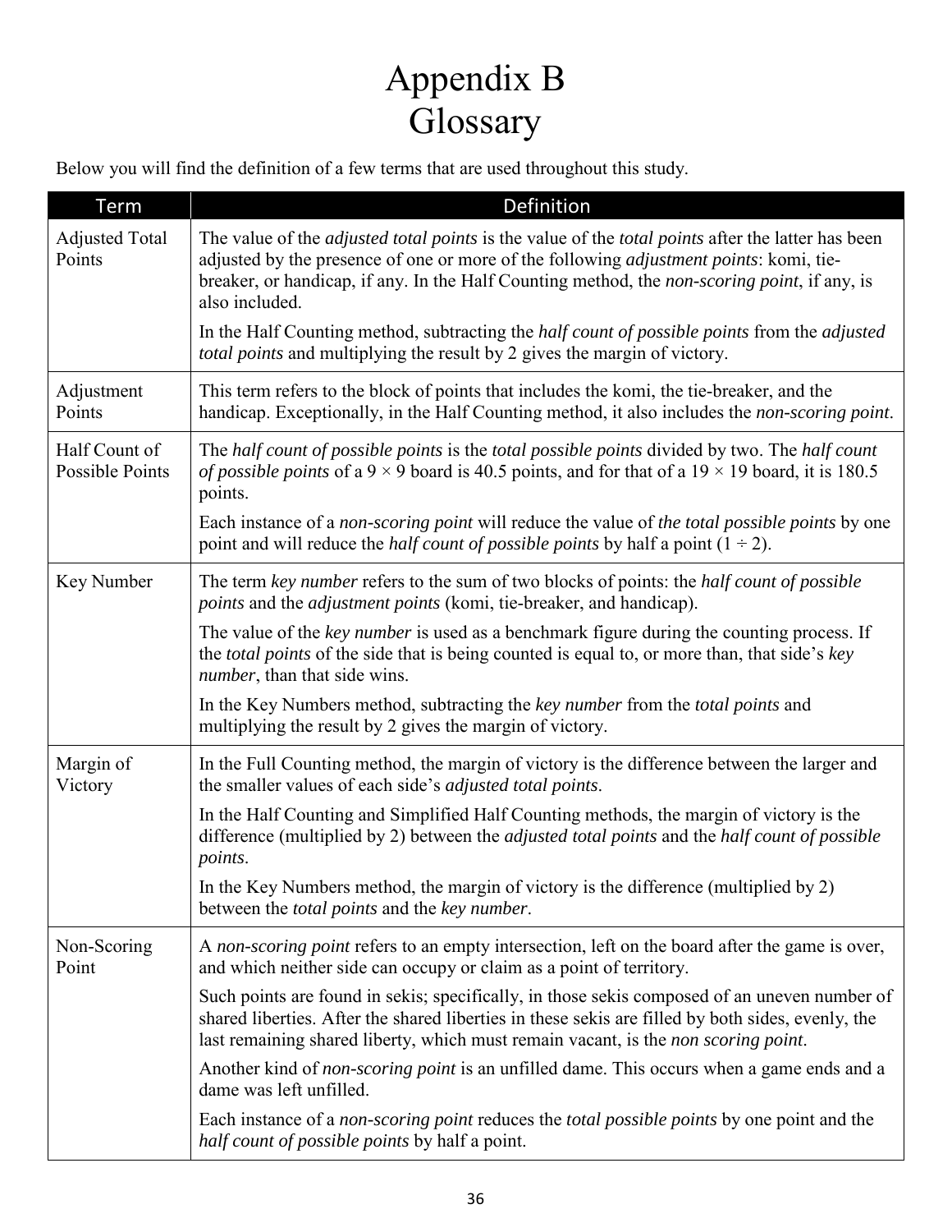# Appendix B
# Glossary

Below you will find the definition of a few terms that are used throughout this study.

| Term | Definition |
| --- | --- |
| Adjusted Total Points | The value of the *adjusted total points* is the value of the *total points* after the latter has been adjusted by the presence of one or more of the following *adjustment points*: komi, tie-breaker, or handicap, if any. In the Half Counting method, the *non-scoring point*, if any, is also included.<br><br>In the Half Counting method, subtracting the *half count of possible points* from the *adjusted total points* and multiplying the result by 2 gives the margin of victory. |
| Adjustment Points | This term refers to the block of points that includes the komi, the tie-breaker, and the handicap. Exceptionally, in the Half Counting method, it also includes the *non-scoring point*. |
| Half Count of Possible Points | The *half count of possible points* is the *total possible points* divided by two. The *half count of possible points* of a 9 × 9 board is 40.5 points, and for that of a 19 × 19 board, it is 180.5 points.<br><br>Each instance of a *non-scoring point* will reduce the value of *the total possible points* by one point and will reduce the *half count of possible points* by half a point (1 ÷ 2). |
| Key Number | The term *key number* refers to the sum of two blocks of points: the *half count of possible points* and the *adjustment points* (komi, tie-breaker, and handicap).<br><br>The value of the *key number* is used as a benchmark figure during the counting process. If the *total points* of the side that is being counted is equal to, or more than, that side's *key number*, than that side wins.<br><br>In the Key Numbers method, subtracting the *key number* from the *total points* and multiplying the result by 2 gives the margin of victory. |
| Margin of Victory | In the Full Counting method, the margin of victory is the difference between the larger and the smaller values of each side's *adjusted total points*.<br><br>In the Half Counting and Simplified Half Counting methods, the margin of victory is the difference (multiplied by 2) between the *adjusted total points* and the *half count of possible points*.<br><br>In the Key Numbers method, the margin of victory is the difference (multiplied by 2) between the *total points* and the *key number*. |
| Non-Scoring Point | A *non-scoring point* refers to an empty intersection, left on the board after the game is over, and which neither side can occupy or claim as a point of territory.<br><br>Such points are found in sekis; specifically, in those sekis composed of an uneven number of shared liberties. After the shared liberties in these sekis are filled by both sides, evenly, the last remaining shared liberty, which must remain vacant, is the *non scoring point*.<br><br>Another kind of *non-scoring point* is an unfilled dame. This occurs when a game ends and a dame was left unfilled.<br><br>Each instance of a *non-scoring point* reduces the *total possible points* by one point and the *half count of possible points* by half a point. |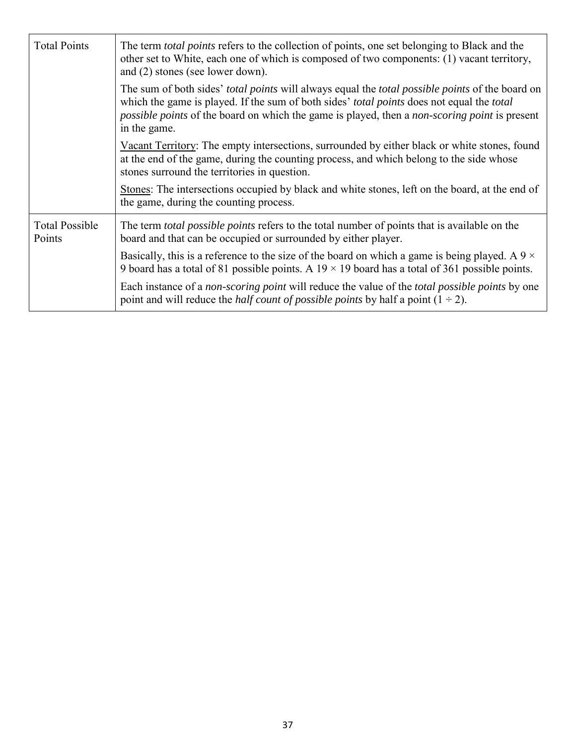| | |
|---|---|
| Total Points | The term *total points* refers to the collection of points, one set belonging to Black and the other set to White, each one of which is composed of two components: (1) vacant territory, and (2) stones (see lower down).<br><br>The sum of both sides' *total points* will always equal the *total possible points* of the board on which the game is played. If the sum of both sides' *total points* does not equal the *total possible points* of the board on which the game is played, then a *non-scoring point* is present in the game.<br><br><u>Vacant Territory</u>: The empty intersections, surrounded by either black or white stones, found at the end of the game, during the counting process, and which belong to the side whose stones surround the territories in question.<br><br><u>Stones</u>: The intersections occupied by black and white stones, left on the board, at the end of the game, during the counting process. |
| Total Possible Points | The term *total possible points* refers to the total number of points that is available on the board and that can be occupied or surrounded by either player.<br><br>Basically, this is a reference to the size of the board on which a game is being played. A 9 × 9 board has a total of 81 possible points. A 19 × 19 board has a total of 361 possible points.<br><br>Each instance of a *non-scoring point* will reduce the value of the *total possible points* by one point and will reduce the *half count of possible points* by half a point (1 ÷ 2). |